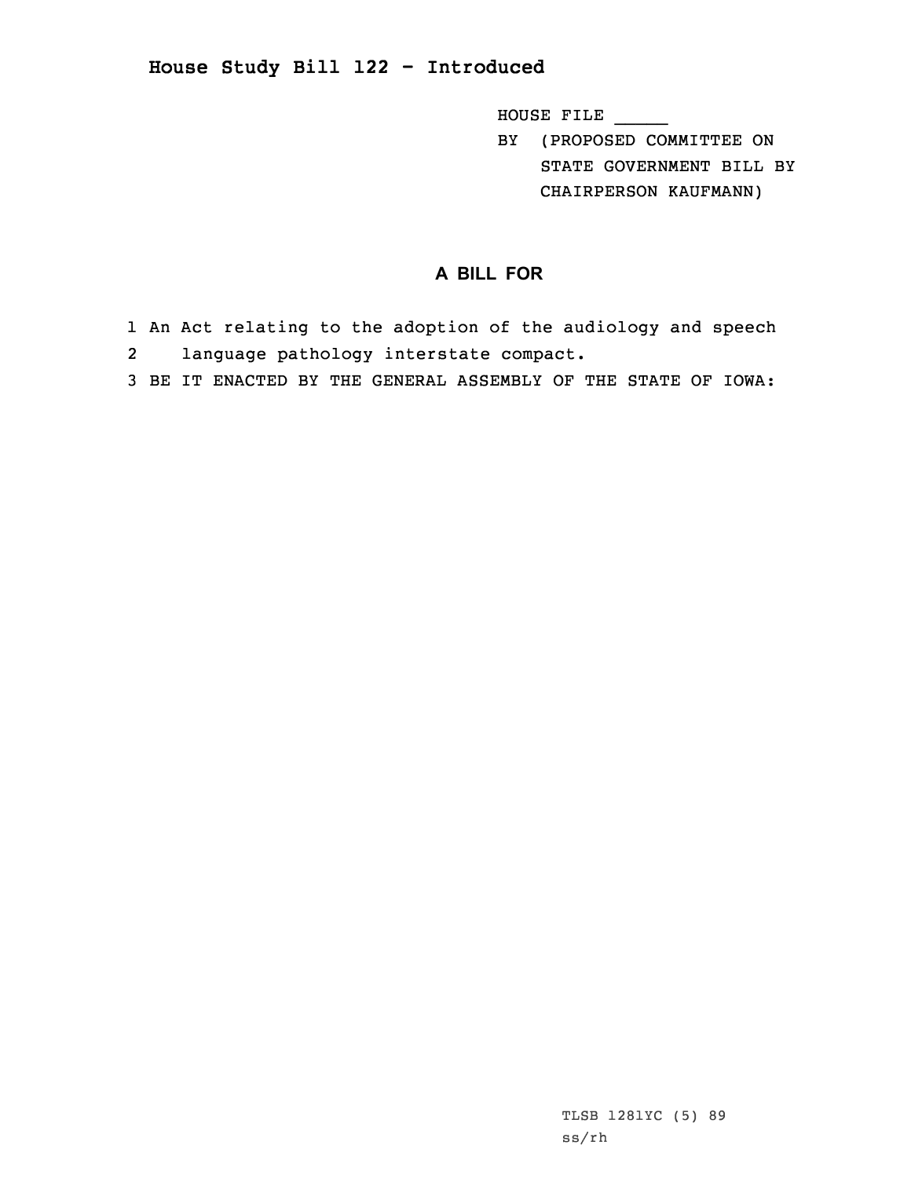## House Study Bill 122 - Introduced

HOUSE FILE _____
BY (PROPOSED COMMITTEE ON STATE GOVERNMENT BILL BY CHAIRPERSON KAUFMANN)

### A BILL FOR

1 An Act relating to the adoption of the audiology and speech
2 language pathology interstate compact.
3 BE IT ENACTED BY THE GENERAL ASSEMBLY OF THE STATE OF IOWA:

TLSB 1281YC (5) 89
ss/rh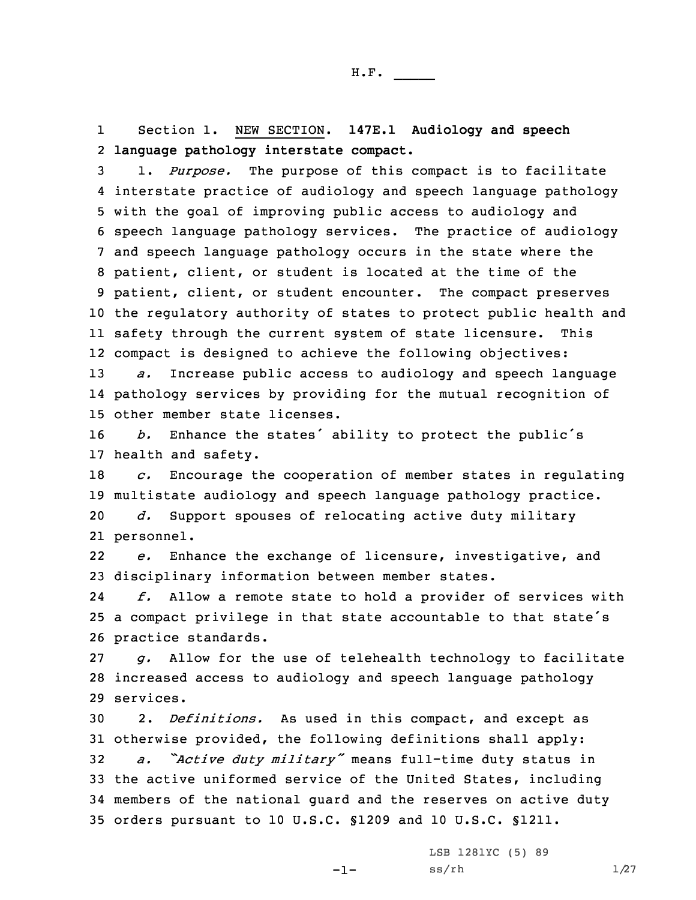Section 1. NEW SECTION. **147E.1 Audiology and speech language pathology interstate compact.**

1. *Purpose.* The purpose of this compact is to facilitate interstate practice of audiology and speech language pathology with the goal of improving public access to audiology and speech language pathology services. The practice of audiology and speech language pathology occurs in the state where the patient, client, or student is located at the time of the patient, client, or student encounter. The compact preserves the regulatory authority of states to protect public health and safety through the current system of state licensure. This compact is designed to achieve the following objectives:

*a.* Increase public access to audiology and speech language pathology services by providing for the mutual recognition of other member state licenses.

*b.* Enhance the states' ability to protect the public's health and safety.

*c.* Encourage the cooperation of member states in regulating multistate audiology and speech language pathology practice.

*d.* Support spouses of relocating active duty military personnel.

*e.* Enhance the exchange of licensure, investigative, and disciplinary information between member states.

*f.* Allow a remote state to hold a provider of services with a compact privilege in that state accountable to that state's practice standards.

*g.* Allow for the use of telehealth technology to facilitate increased access to audiology and speech language pathology services.

2. *Definitions.* As used in this compact, and except as otherwise provided, the following definitions shall apply:

*a.* *"Active duty military"* means full-time duty status in the active uniformed service of the United States, including members of the national guard and the reserves on active duty orders pursuant to 10 U.S.C. §1209 and 10 U.S.C. §1211.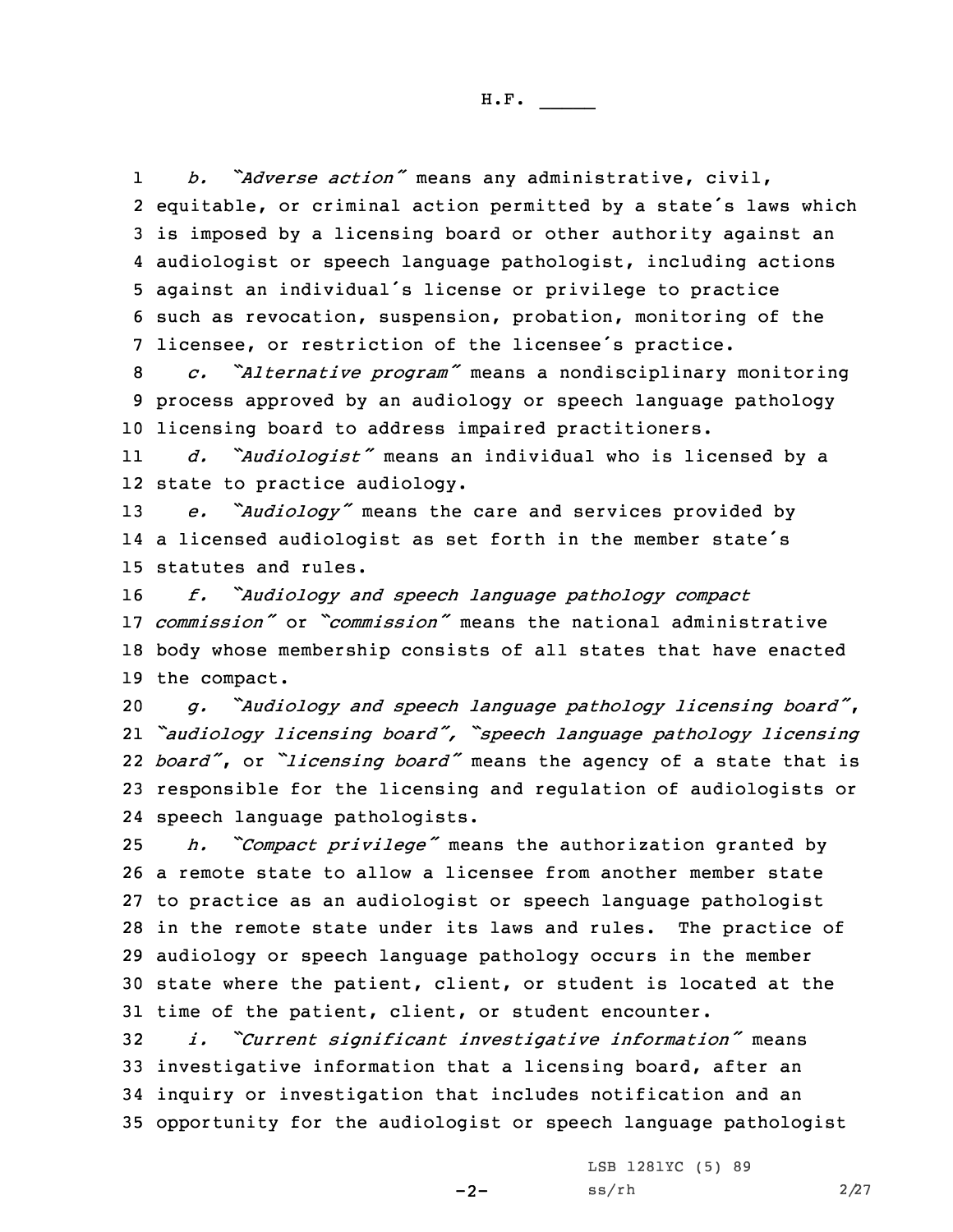*b. "Adverse action"* means any administrative, civil, equitable, or criminal action permitted by a state's laws which is imposed by a licensing board or other authority against an audiologist or speech language pathologist, including actions against an individual's license or privilege to practice such as revocation, suspension, probation, monitoring of the licensee, or restriction of the licensee's practice.

*c. "Alternative program"* means a nondisciplinary monitoring process approved by an audiology or speech language pathology licensing board to address impaired practitioners.

*d. "Audiologist"* means an individual who is licensed by a state to practice audiology.

*e. "Audiology"* means the care and services provided by a licensed audiologist as set forth in the member state's statutes and rules.

*f. "Audiology and speech language pathology compact commission"* or *"commission"* means the national administrative body whose membership consists of all states that have enacted the compact.

*g. "Audiology and speech language pathology licensing board"*, *"audiology licensing board"*, *"speech language pathology licensing board"*, or *"licensing board"* means the agency of a state that is responsible for the licensing and regulation of audiologists or speech language pathologists.

*h. "Compact privilege"* means the authorization granted by a remote state to allow a licensee from another member state to practice as an audiologist or speech language pathologist in the remote state under its laws and rules. The practice of audiology or speech language pathology occurs in the member state where the patient, client, or student is located at the time of the patient, client, or student encounter.

*i. "Current significant investigative information"* means investigative information that a licensing board, after an inquiry or investigation that includes notification and an opportunity for the audiologist or speech language pathologist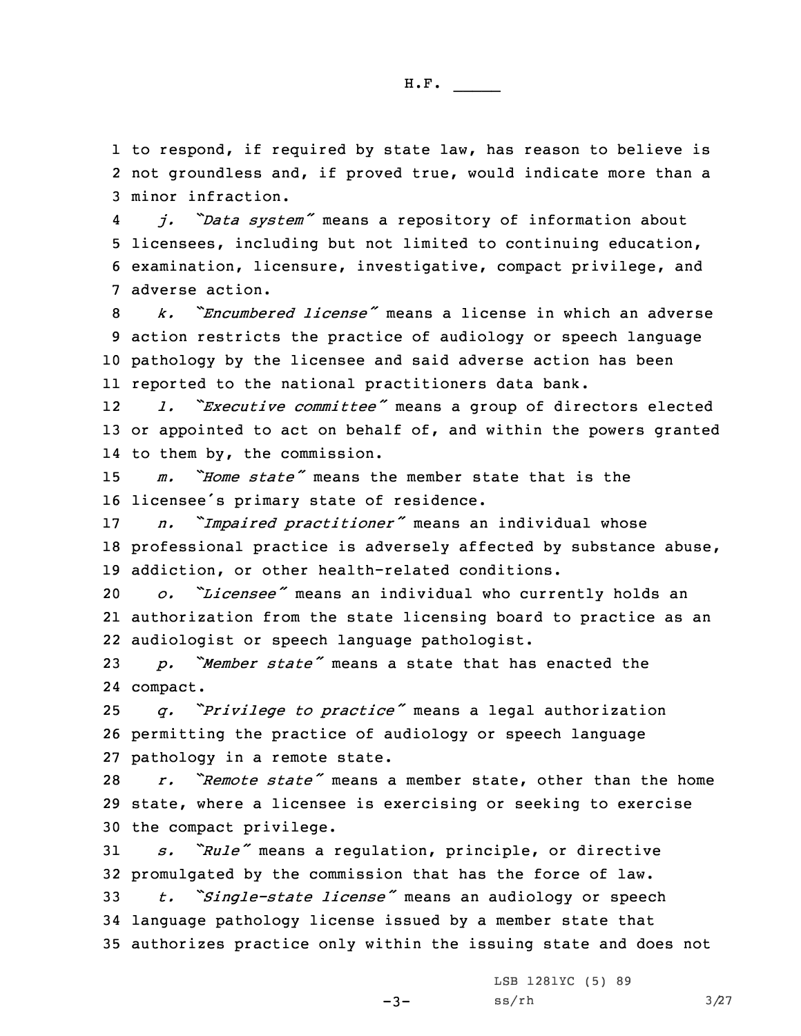to respond, if required by state law, has reason to believe is not groundless and, if proved true, would indicate more than a minor infraction.

*j. "Data system"* means a repository of information about licensees, including but not limited to continuing education, examination, licensure, investigative, compact privilege, and adverse action.

*k. "Encumbered license"* means a license in which an adverse action restricts the practice of audiology or speech language pathology by the licensee and said adverse action has been reported to the national practitioners data bank.

*l. "Executive committee"* means a group of directors elected or appointed to act on behalf of, and within the powers granted to them by, the commission.

*m. "Home state"* means the member state that is the licensee's primary state of residence.

*n. "Impaired practitioner"* means an individual whose professional practice is adversely affected by substance abuse, addiction, or other health-related conditions.

*o. "Licensee"* means an individual who currently holds an authorization from the state licensing board to practice as an audiologist or speech language pathologist.

*p. "Member state"* means a state that has enacted the compact.

*q. "Privilege to practice"* means a legal authorization permitting the practice of audiology or speech language pathology in a remote state.

*r. "Remote state"* means a member state, other than the home state, where a licensee is exercising or seeking to exercise the compact privilege.

*s. "Rule"* means a regulation, principle, or directive promulgated by the commission that has the force of law.

*t. "Single-state license"* means an audiology or speech language pathology license issued by a member state that authorizes practice only within the issuing state and does not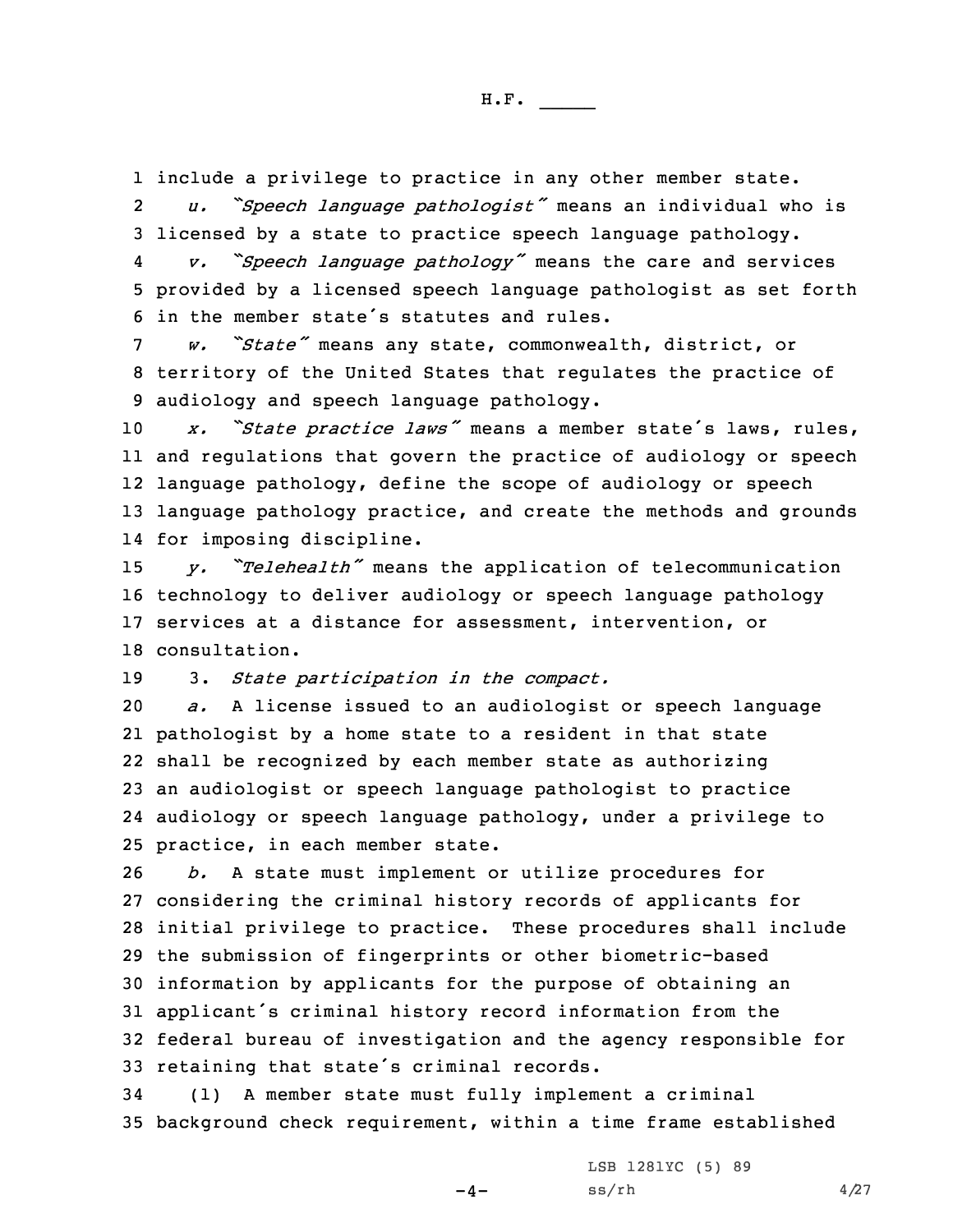include a privilege to practice in any other member state.

*u. "Speech language pathologist"* means an individual who is licensed by a state to practice speech language pathology.

*v. "Speech language pathology"* means the care and services provided by a licensed speech language pathologist as set forth in the member state's statutes and rules.

*w. "State"* means any state, commonwealth, district, or territory of the United States that regulates the practice of audiology and speech language pathology.

*x. "State practice laws"* means a member state's laws, rules, and regulations that govern the practice of audiology or speech language pathology, define the scope of audiology or speech language pathology practice, and create the methods and grounds for imposing discipline.

*y. "Telehealth"* means the application of telecommunication technology to deliver audiology or speech language pathology services at a distance for assessment, intervention, or consultation.

3. *State participation in the compact.*

*a.* A license issued to an audiologist or speech language pathologist by a home state to a resident in that state shall be recognized by each member state as authorizing an audiologist or speech language pathologist to practice audiology or speech language pathology, under a privilege to practice, in each member state.

*b.* A state must implement or utilize procedures for considering the criminal history records of applicants for initial privilege to practice. These procedures shall include the submission of fingerprints or other biometric-based information by applicants for the purpose of obtaining an applicant's criminal history record information from the federal bureau of investigation and the agency responsible for retaining that state's criminal records.

(1) A member state must fully implement a criminal background check requirement, within a time frame established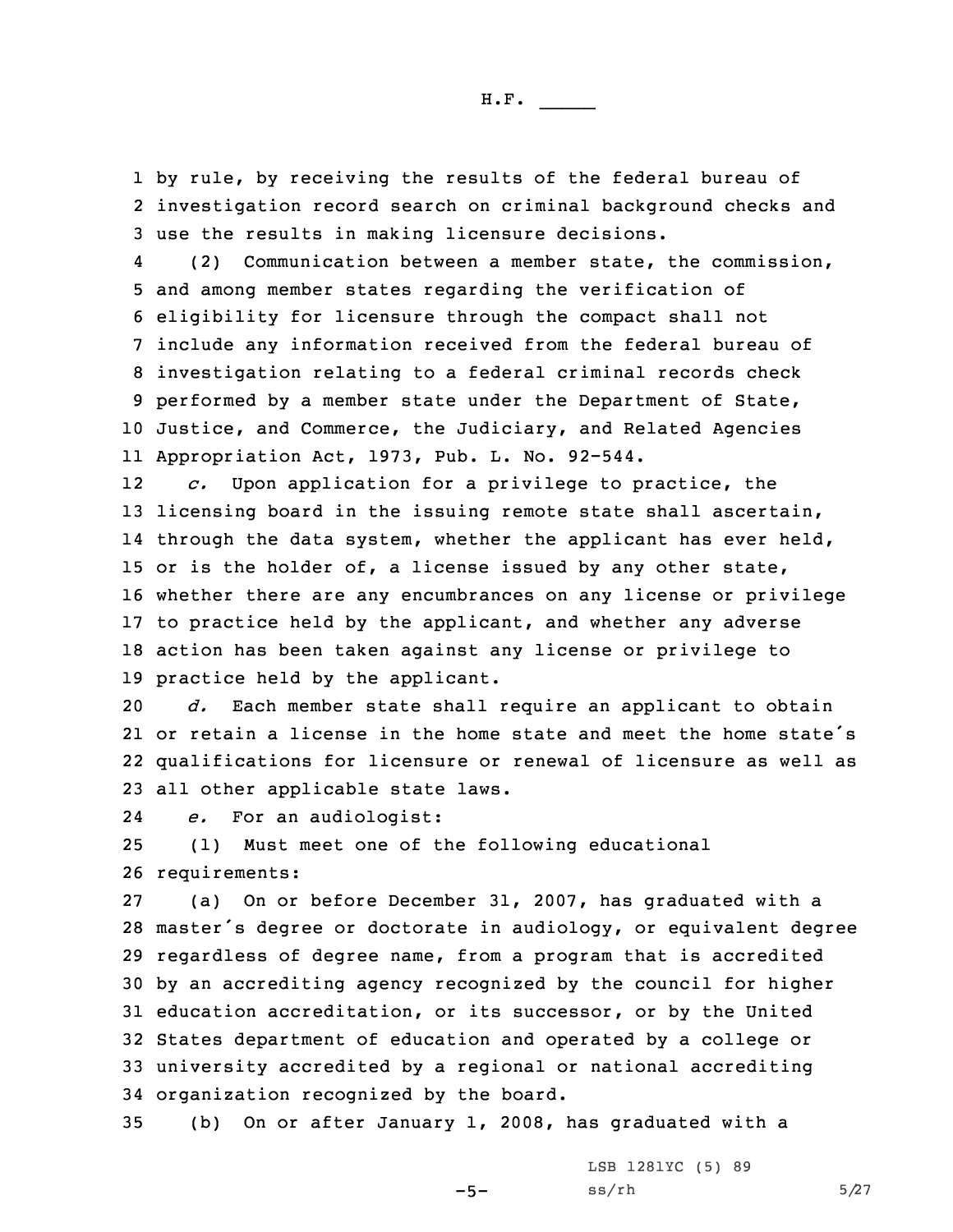by rule, by receiving the results of the federal bureau of investigation record search on criminal background checks and use the results in making licensure decisions.

(2) Communication between a member state, the commission, and among member states regarding the verification of eligibility for licensure through the compact shall not include any information received from the federal bureau of investigation relating to a federal criminal records check performed by a member state under the Department of State, Justice, and Commerce, the Judiciary, and Related Agencies Appropriation Act, 1973, Pub. L. No. 92-544.

*c.* Upon application for a privilege to practice, the licensing board in the issuing remote state shall ascertain, through the data system, whether the applicant has ever held, or is the holder of, a license issued by any other state, whether there are any encumbrances on any license or privilege to practice held by the applicant, and whether any adverse action has been taken against any license or privilege to practice held by the applicant.

*d.* Each member state shall require an applicant to obtain or retain a license in the home state and meet the home state's qualifications for licensure or renewal of licensure as well as all other applicable state laws.

*e.* For an audiologist:

(1) Must meet one of the following educational requirements:

(a) On or before December 31, 2007, has graduated with a master's degree or doctorate in audiology, or equivalent degree regardless of degree name, from a program that is accredited by an accrediting agency recognized by the council for higher education accreditation, or its successor, or by the United States department of education and operated by a college or university accredited by a regional or national accrediting organization recognized by the board.

(b) On or after January 1, 2008, has graduated with a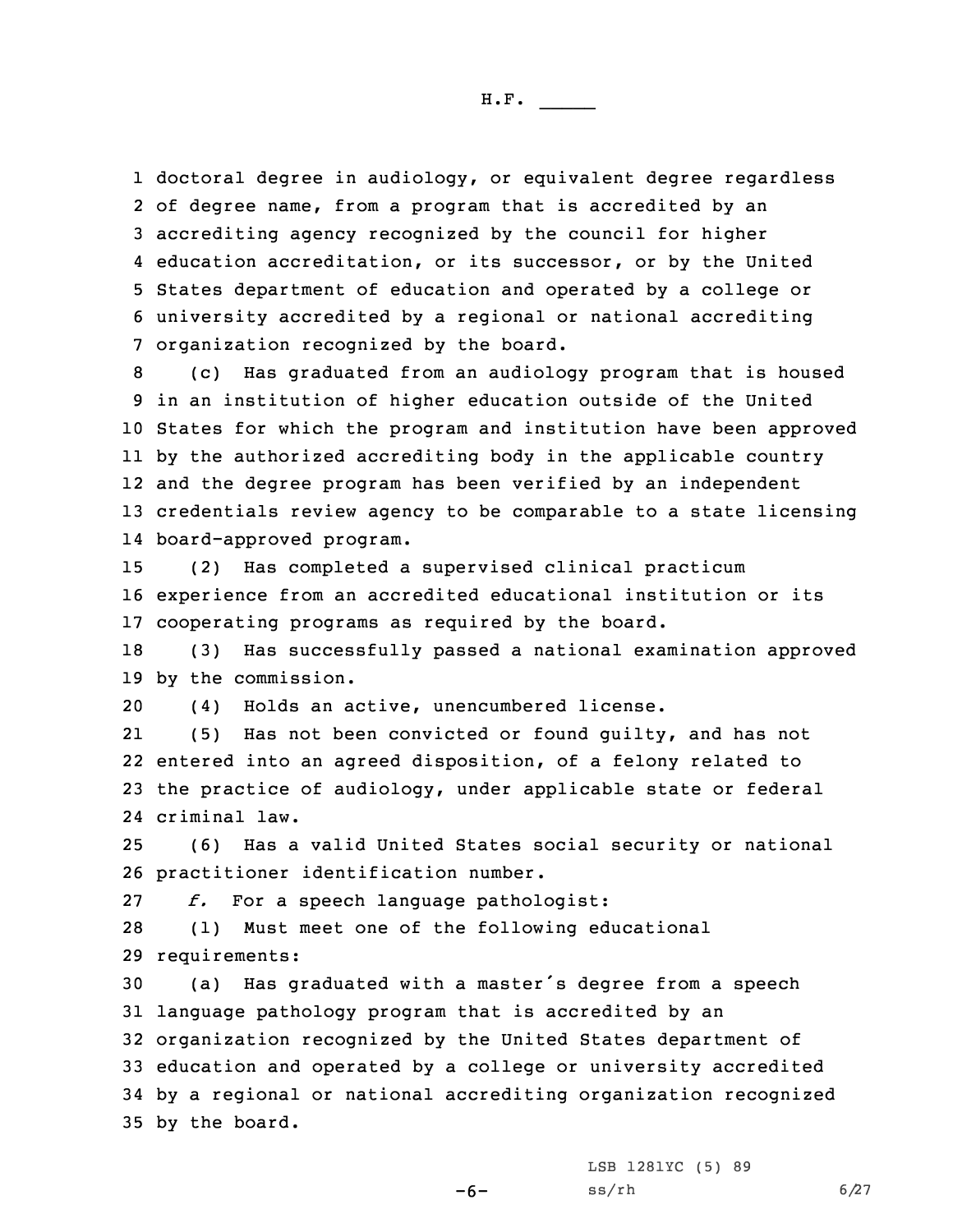doctoral degree in audiology, or equivalent degree regardless of degree name, from a program that is accredited by an accrediting agency recognized by the council for higher education accreditation, or its successor, or by the United States department of education and operated by a college or university accredited by a regional or national accrediting organization recognized by the board.

(c) Has graduated from an audiology program that is housed in an institution of higher education outside of the United States for which the program and institution have been approved by the authorized accrediting body in the applicable country and the degree program has been verified by an independent credentials review agency to be comparable to a state licensing board-approved program.

(2) Has completed a supervised clinical practicum experience from an accredited educational institution or its cooperating programs as required by the board.

(3) Has successfully passed a national examination approved by the commission.

(4) Holds an active, unencumbered license.

(5) Has not been convicted or found guilty, and has not entered into an agreed disposition, of a felony related to the practice of audiology, under applicable state or federal criminal law.

(6) Has a valid United States social security or national practitioner identification number.

*f.* For a speech language pathologist:

(1) Must meet one of the following educational requirements:

(a) Has graduated with a master's degree from a speech language pathology program that is accredited by an organization recognized by the United States department of education and operated by a college or university accredited by a regional or national accrediting organization recognized by the board.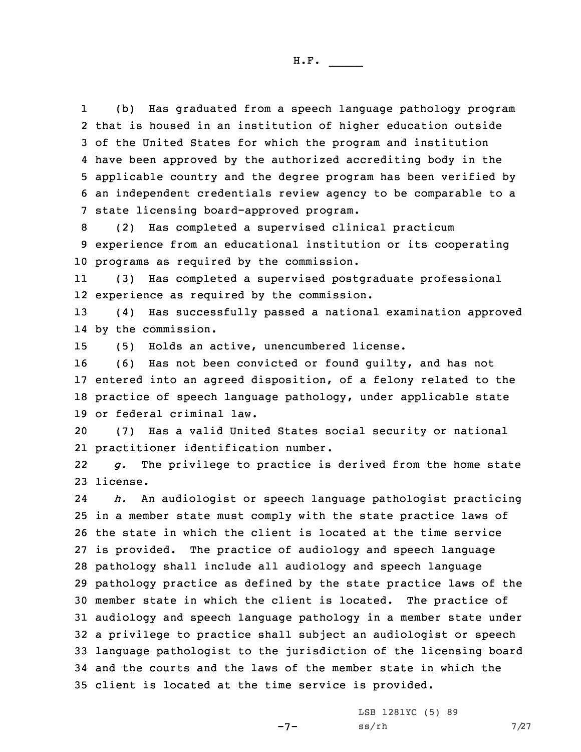(b) Has graduated from a speech language pathology program that is housed in an institution of higher education outside of the United States for which the program and institution have been approved by the authorized accrediting body in the applicable country and the degree program has been verified by an independent credentials review agency to be comparable to a state licensing board-approved program.

(2) Has completed a supervised clinical practicum experience from an educational institution or its cooperating programs as required by the commission.

(3) Has completed a supervised postgraduate professional experience as required by the commission.

(4) Has successfully passed a national examination approved by the commission.

(5) Holds an active, unencumbered license.

(6) Has not been convicted or found guilty, and has not entered into an agreed disposition, of a felony related to the practice of speech language pathology, under applicable state or federal criminal law.

(7) Has a valid United States social security or national practitioner identification number.

*g.* The privilege to practice is derived from the home state license.

*h.* An audiologist or speech language pathologist practicing in a member state must comply with the state practice laws of the state in which the client is located at the time service is provided. The practice of audiology and speech language pathology shall include all audiology and speech language pathology practice as defined by the state practice laws of the member state in which the client is located. The practice of audiology and speech language pathology in a member state under a privilege to practice shall subject an audiologist or speech language pathologist to the jurisdiction of the licensing board and the courts and the laws of the member state in which the client is located at the time service is provided.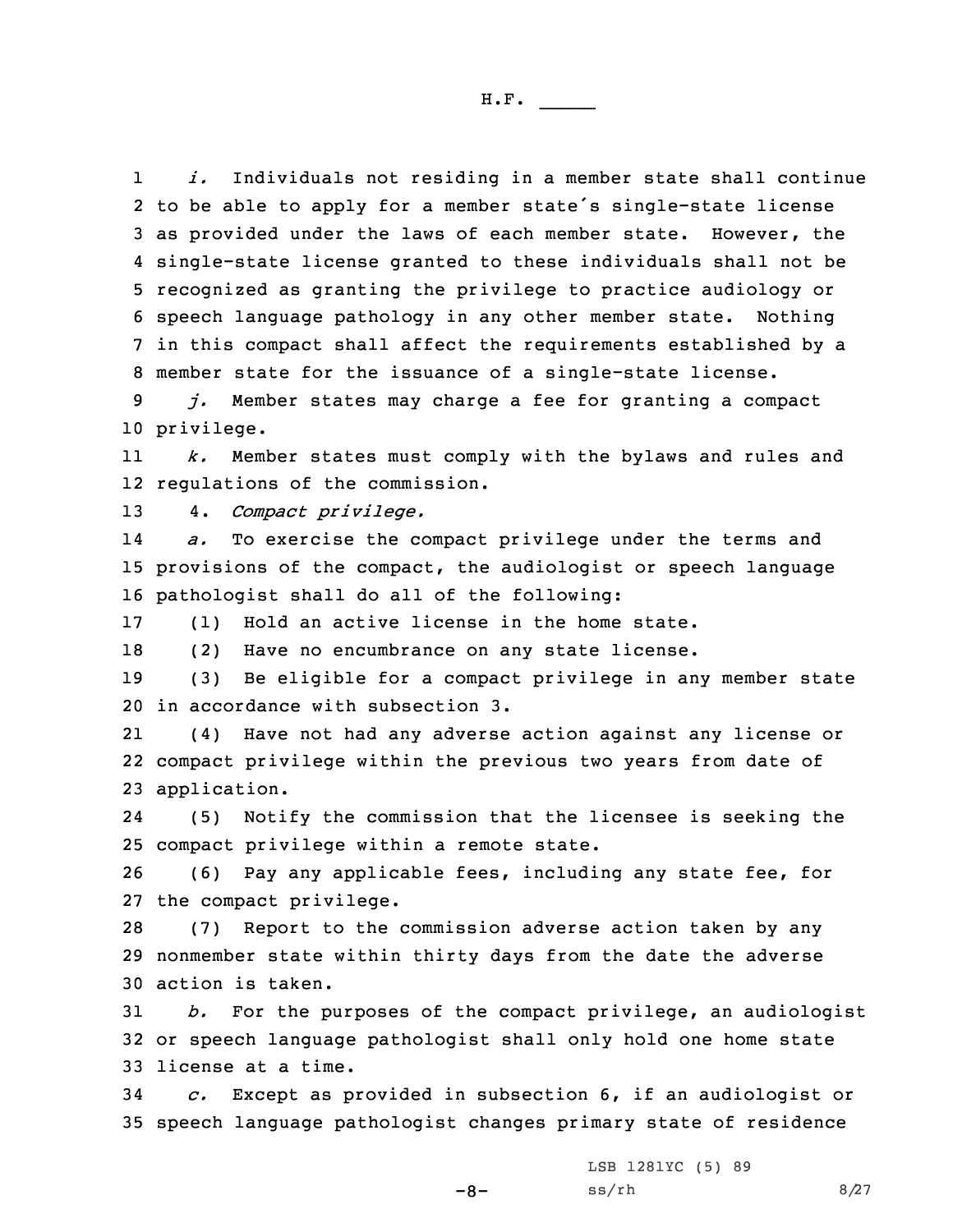*i.* Individuals not residing in a member state shall continue to be able to apply for a member state's single-state license as provided under the laws of each member state. However, the single-state license granted to these individuals shall not be recognized as granting the privilege to practice audiology or speech language pathology in any other member state. Nothing in this compact shall affect the requirements established by a member state for the issuance of a single-state license.

*j.* Member states may charge a fee for granting a compact privilege.

*k.* Member states must comply with the bylaws and rules and regulations of the commission.

4. *Compact privilege.*

*a.* To exercise the compact privilege under the terms and provisions of the compact, the audiologist or speech language pathologist shall do all of the following:

(1) Hold an active license in the home state.

(2) Have no encumbrance on any state license.

(3) Be eligible for a compact privilege in any member state in accordance with subsection 3.

(4) Have not had any adverse action against any license or compact privilege within the previous two years from date of application.

(5) Notify the commission that the licensee is seeking the compact privilege within a remote state.

(6) Pay any applicable fees, including any state fee, for the compact privilege.

(7) Report to the commission adverse action taken by any nonmember state within thirty days from the date the adverse action is taken.

*b.* For the purposes of the compact privilege, an audiologist or speech language pathologist shall only hold one home state license at a time.

*c.* Except as provided in subsection 6, if an audiologist or speech language pathologist changes primary state of residence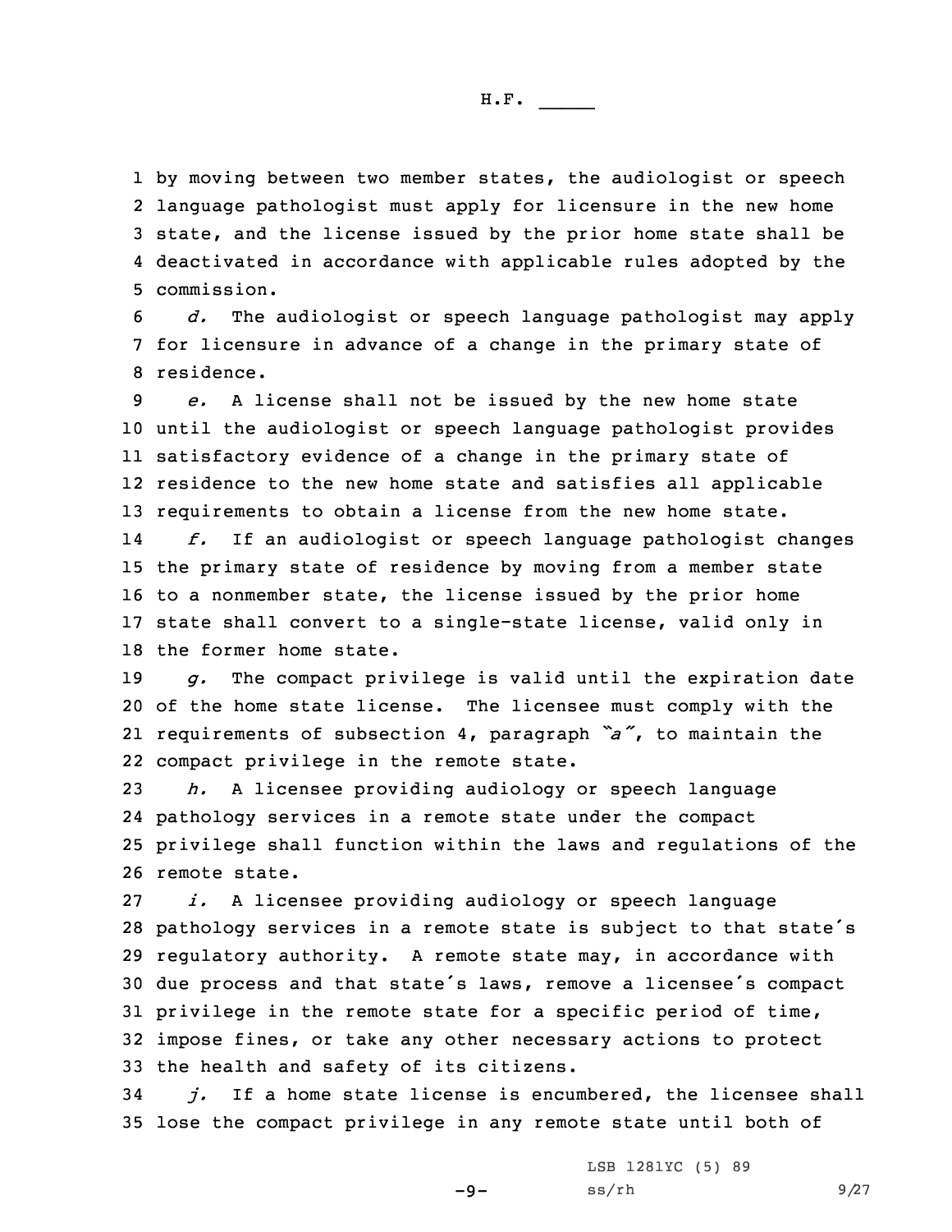by moving between two member states, the audiologist or speech language pathologist must apply for licensure in the new home state, and the license issued by the prior home state shall be deactivated in accordance with applicable rules adopted by the commission.

*d.* The audiologist or speech language pathologist may apply for licensure in advance of a change in the primary state of residence.

*e.* A license shall not be issued by the new home state until the audiologist or speech language pathologist provides satisfactory evidence of a change in the primary state of residence to the new home state and satisfies all applicable requirements to obtain a license from the new home state.

*f.* If an audiologist or speech language pathologist changes the primary state of residence by moving from a member state to a nonmember state, the license issued by the prior home state shall convert to a single-state license, valid only in the former home state.

*g.* The compact privilege is valid until the expiration date of the home state license. The licensee must comply with the requirements of subsection 4, paragraph *"a"*, to maintain the compact privilege in the remote state.

*h.* A licensee providing audiology or speech language pathology services in a remote state under the compact privilege shall function within the laws and regulations of the remote state.

*i.* A licensee providing audiology or speech language pathology services in a remote state is subject to that state's regulatory authority. A remote state may, in accordance with due process and that state's laws, remove a licensee's compact privilege in the remote state for a specific period of time, impose fines, or take any other necessary actions to protect the health and safety of its citizens.

*j.* If a home state license is encumbered, the licensee shall lose the compact privilege in any remote state until both of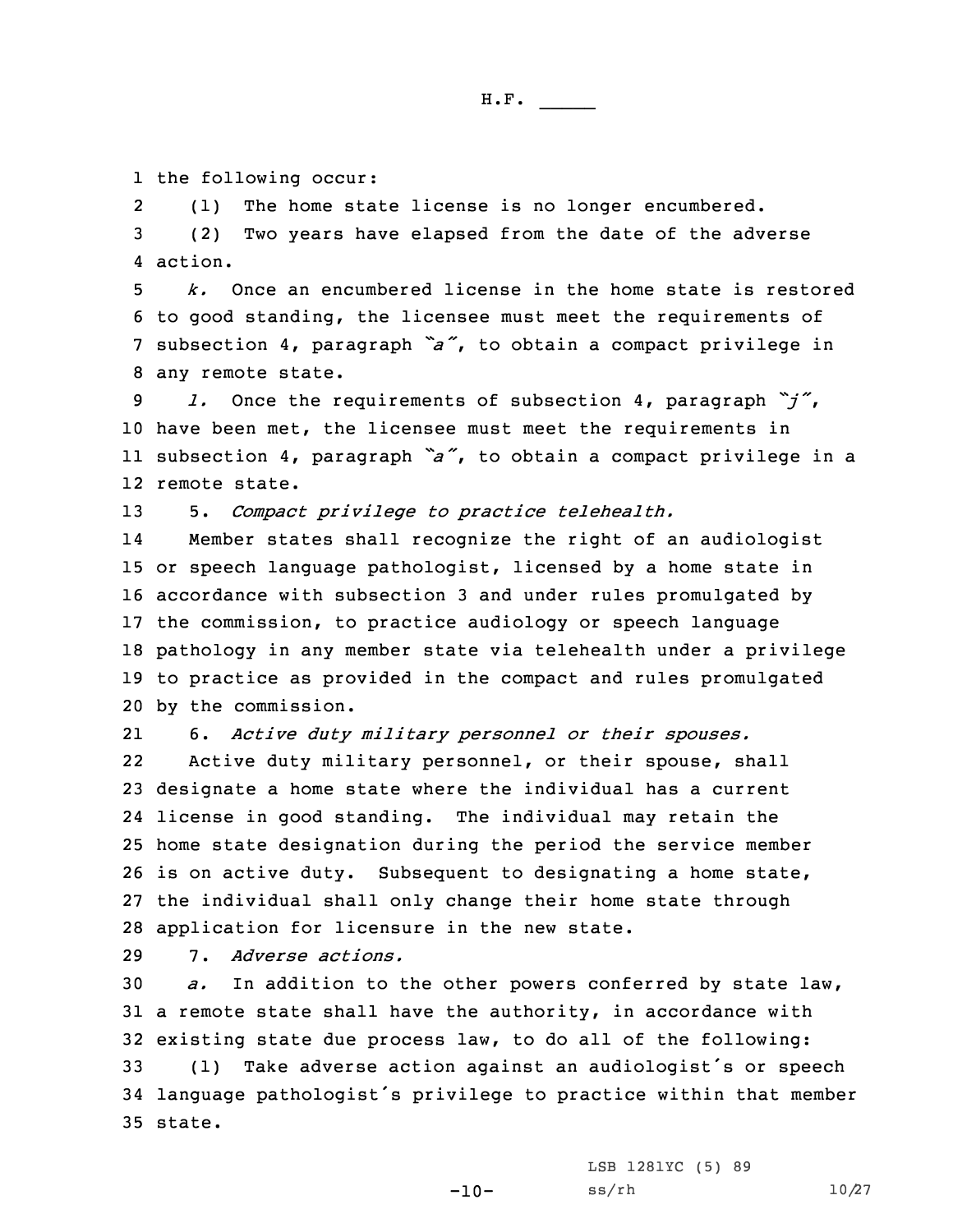the following occur:

(1) The home state license is no longer encumbered.

(2) Two years have elapsed from the date of the adverse action.

*k.* Once an encumbered license in the home state is restored to good standing, the licensee must meet the requirements of subsection 4, paragraph *"a"*, to obtain a compact privilege in any remote state.

*l.* Once the requirements of subsection 4, paragraph *"j"*, have been met, the licensee must meet the requirements in subsection 4, paragraph *"a"*, to obtain a compact privilege in a remote state.

5. *Compact privilege to practice telehealth.*

Member states shall recognize the right of an audiologist or speech language pathologist, licensed by a home state in accordance with subsection 3 and under rules promulgated by the commission, to practice audiology or speech language pathology in any member state via telehealth under a privilege to practice as provided in the compact and rules promulgated by the commission.

6. *Active duty military personnel or their spouses.*

Active duty military personnel, or their spouse, shall designate a home state where the individual has a current license in good standing. The individual may retain the home state designation during the period the service member is on active duty. Subsequent to designating a home state, the individual shall only change their home state through application for licensure in the new state.

7. *Adverse actions.*

*a.* In addition to the other powers conferred by state law, a remote state shall have the authority, in accordance with existing state due process law, to do all of the following:

(1) Take adverse action against an audiologist's or speech language pathologist's privilege to practice within that member state.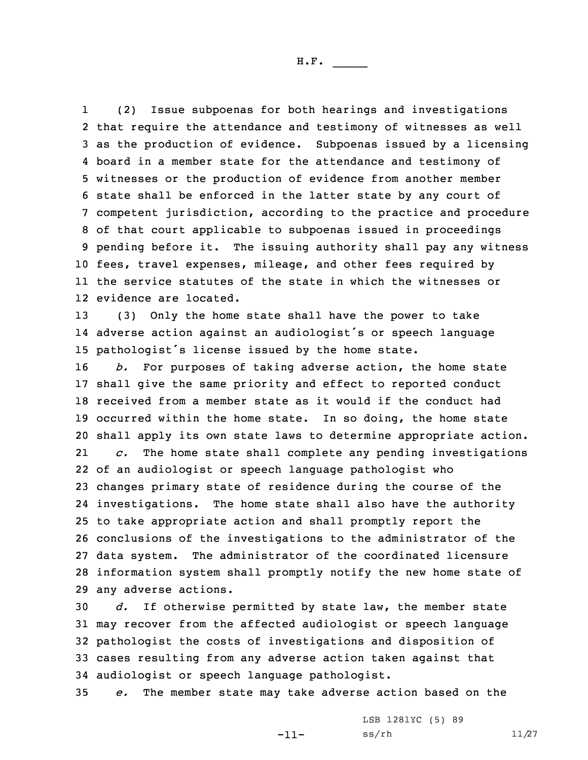(2) Issue subpoenas for both hearings and investigations that require the attendance and testimony of witnesses as well as the production of evidence. Subpoenas issued by a licensing board in a member state for the attendance and testimony of witnesses or the production of evidence from another member state shall be enforced in the latter state by any court of competent jurisdiction, according to the practice and procedure of that court applicable to subpoenas issued in proceedings pending before it. The issuing authority shall pay any witness fees, travel expenses, mileage, and other fees required by the service statutes of the state in which the witnesses or evidence are located.

(3) Only the home state shall have the power to take adverse action against an audiologist's or speech language pathologist's license issued by the home state.

*b.* For purposes of taking adverse action, the home state shall give the same priority and effect to reported conduct received from a member state as it would if the conduct had occurred within the home state. In so doing, the home state shall apply its own state laws to determine appropriate action.

*c.* The home state shall complete any pending investigations of an audiologist or speech language pathologist who changes primary state of residence during the course of the investigations. The home state shall also have the authority to take appropriate action and shall promptly report the conclusions of the investigations to the administrator of the data system. The administrator of the coordinated licensure information system shall promptly notify the new home state of any adverse actions.

*d.* If otherwise permitted by state law, the member state may recover from the affected audiologist or speech language pathologist the costs of investigations and disposition of cases resulting from any adverse action taken against that audiologist or speech language pathologist.

*e.* The member state may take adverse action based on the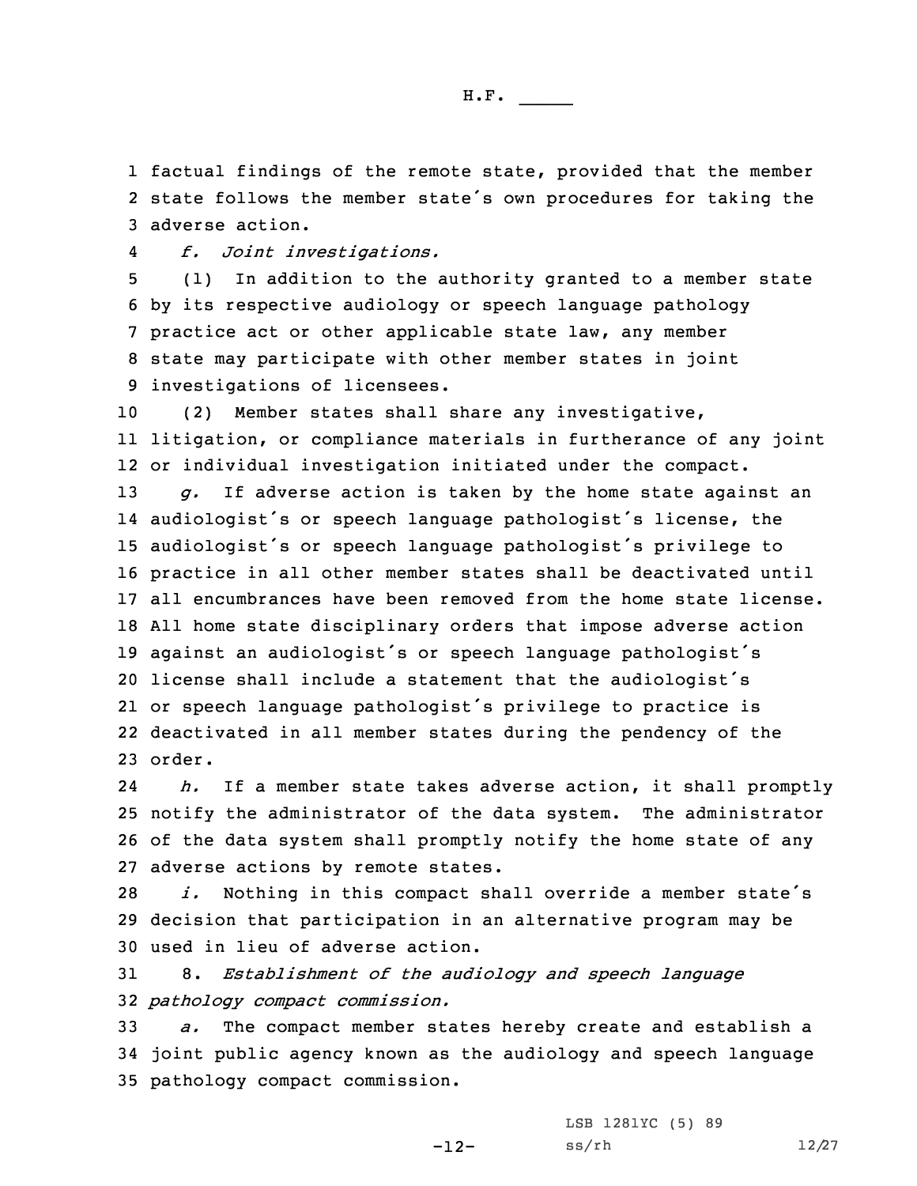factual findings of the remote state, provided that the member state follows the member state's own procedures for taking the adverse action.

*f. Joint investigations.*

(1) In addition to the authority granted to a member state by its respective audiology or speech language pathology practice act or other applicable state law, any member state may participate with other member states in joint investigations of licensees.

(2) Member states shall share any investigative, litigation, or compliance materials in furtherance of any joint or individual investigation initiated under the compact.

*g.* If adverse action is taken by the home state against an audiologist's or speech language pathologist's license, the audiologist's or speech language pathologist's privilege to practice in all other member states shall be deactivated until all encumbrances have been removed from the home state license. All home state disciplinary orders that impose adverse action against an audiologist's or speech language pathologist's license shall include a statement that the audiologist's or speech language pathologist's privilege to practice is deactivated in all member states during the pendency of the order.

*h.* If a member state takes adverse action, it shall promptly notify the administrator of the data system. The administrator of the data system shall promptly notify the home state of any adverse actions by remote states.

*i.* Nothing in this compact shall override a member state's decision that participation in an alternative program may be used in lieu of adverse action.

8. *Establishment of the audiology and speech language pathology compact commission.*

*a.* The compact member states hereby create and establish a joint public agency known as the audiology and speech language pathology compact commission.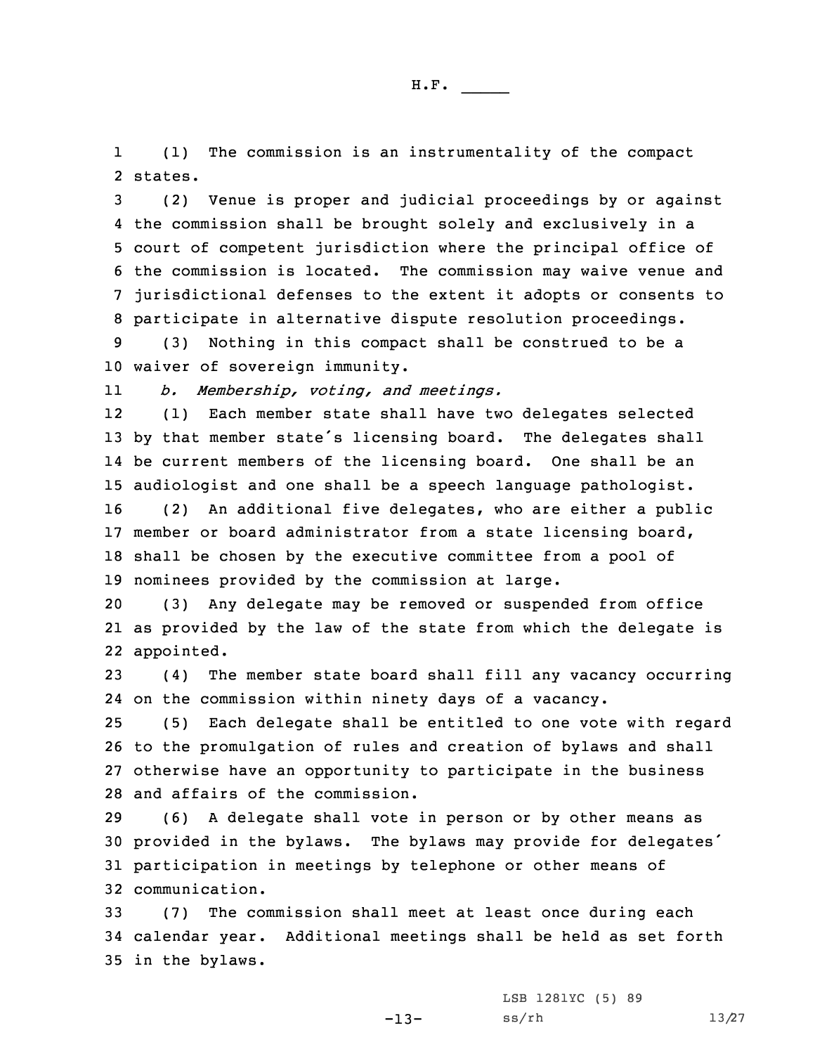(1) The commission is an instrumentality of the compact states.

(2) Venue is proper and judicial proceedings by or against the commission shall be brought solely and exclusively in a court of competent jurisdiction where the principal office of the commission is located. The commission may waive venue and jurisdictional defenses to the extent it adopts or consents to participate in alternative dispute resolution proceedings.

(3) Nothing in this compact shall be construed to be a waiver of sovereign immunity.

*b. Membership, voting, and meetings.*

(1) Each member state shall have two delegates selected by that member state's licensing board. The delegates shall be current members of the licensing board. One shall be an audiologist and one shall be a speech language pathologist.

(2) An additional five delegates, who are either a public member or board administrator from a state licensing board, shall be chosen by the executive committee from a pool of nominees provided by the commission at large.

(3) Any delegate may be removed or suspended from office as provided by the law of the state from which the delegate is appointed.

(4) The member state board shall fill any vacancy occurring on the commission within ninety days of a vacancy.

(5) Each delegate shall be entitled to one vote with regard to the promulgation of rules and creation of bylaws and shall otherwise have an opportunity to participate in the business and affairs of the commission.

(6) A delegate shall vote in person or by other means as provided in the bylaws. The bylaws may provide for delegates' participation in meetings by telephone or other means of communication.

(7) The commission shall meet at least once during each calendar year. Additional meetings shall be held as set forth in the bylaws.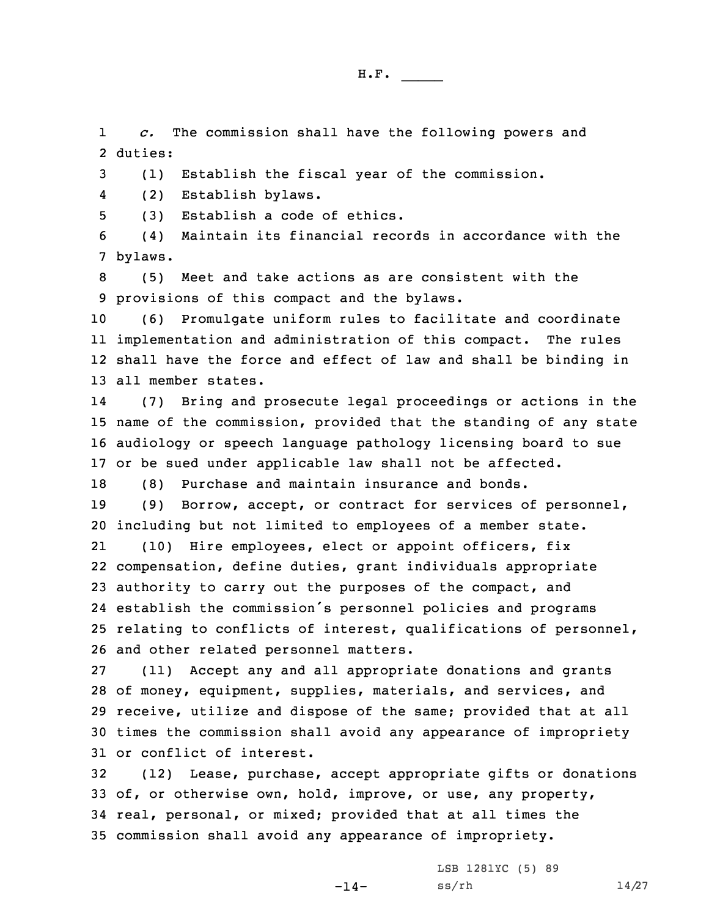*c.* The commission shall have the following powers and duties:

(1) Establish the fiscal year of the commission.

(2) Establish bylaws.

(3) Establish a code of ethics.

(4) Maintain its financial records in accordance with the bylaws.

(5) Meet and take actions as are consistent with the provisions of this compact and the bylaws.

(6) Promulgate uniform rules to facilitate and coordinate implementation and administration of this compact. The rules shall have the force and effect of law and shall be binding in all member states.

(7) Bring and prosecute legal proceedings or actions in the name of the commission, provided that the standing of any state audiology or speech language pathology licensing board to sue or be sued under applicable law shall not be affected.

(8) Purchase and maintain insurance and bonds.

(9) Borrow, accept, or contract for services of personnel, including but not limited to employees of a member state.

(10) Hire employees, elect or appoint officers, fix compensation, define duties, grant individuals appropriate authority to carry out the purposes of the compact, and establish the commission's personnel policies and programs relating to conflicts of interest, qualifications of personnel, and other related personnel matters.

(11) Accept any and all appropriate donations and grants of money, equipment, supplies, materials, and services, and receive, utilize and dispose of the same; provided that at all times the commission shall avoid any appearance of impropriety or conflict of interest.

(12) Lease, purchase, accept appropriate gifts or donations of, or otherwise own, hold, improve, or use, any property, real, personal, or mixed; provided that at all times the commission shall avoid any appearance of impropriety.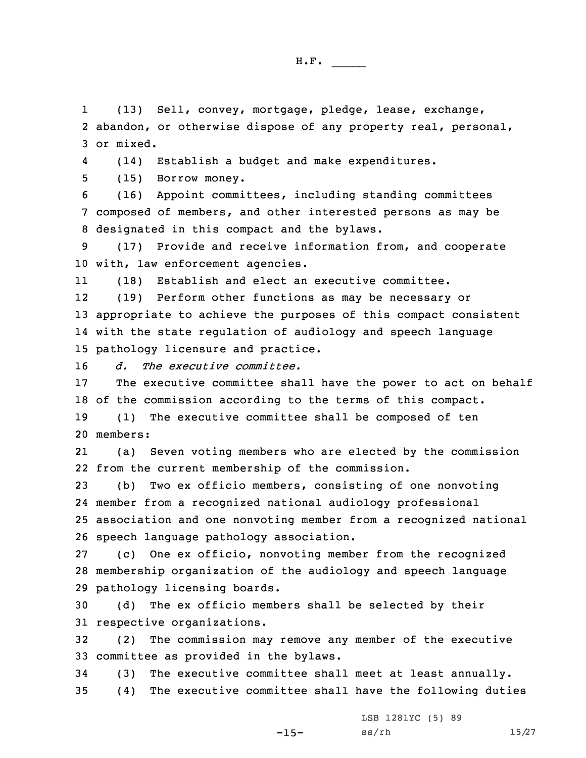(13) Sell, convey, mortgage, pledge, lease, exchange, abandon, or otherwise dispose of any property real, personal, or mixed.

(14) Establish a budget and make expenditures.

(15) Borrow money.

(16) Appoint committees, including standing committees composed of members, and other interested persons as may be designated in this compact and the bylaws.

(17) Provide and receive information from, and cooperate with, law enforcement agencies.

(18) Establish and elect an executive committee.

(19) Perform other functions as may be necessary or appropriate to achieve the purposes of this compact consistent with the state regulation of audiology and speech language pathology licensure and practice.

*d. The executive committee.*

The executive committee shall have the power to act on behalf of the commission according to the terms of this compact.

(1) The executive committee shall be composed of ten members:

(a) Seven voting members who are elected by the commission from the current membership of the commission.

(b) Two ex officio members, consisting of one nonvoting member from a recognized national audiology professional association and one nonvoting member from a recognized national speech language pathology association.

(c) One ex officio, nonvoting member from the recognized membership organization of the audiology and speech language pathology licensing boards.

(d) The ex officio members shall be selected by their respective organizations.

(2) The commission may remove any member of the executive committee as provided in the bylaws.

(3) The executive committee shall meet at least annually.

(4) The executive committee shall have the following duties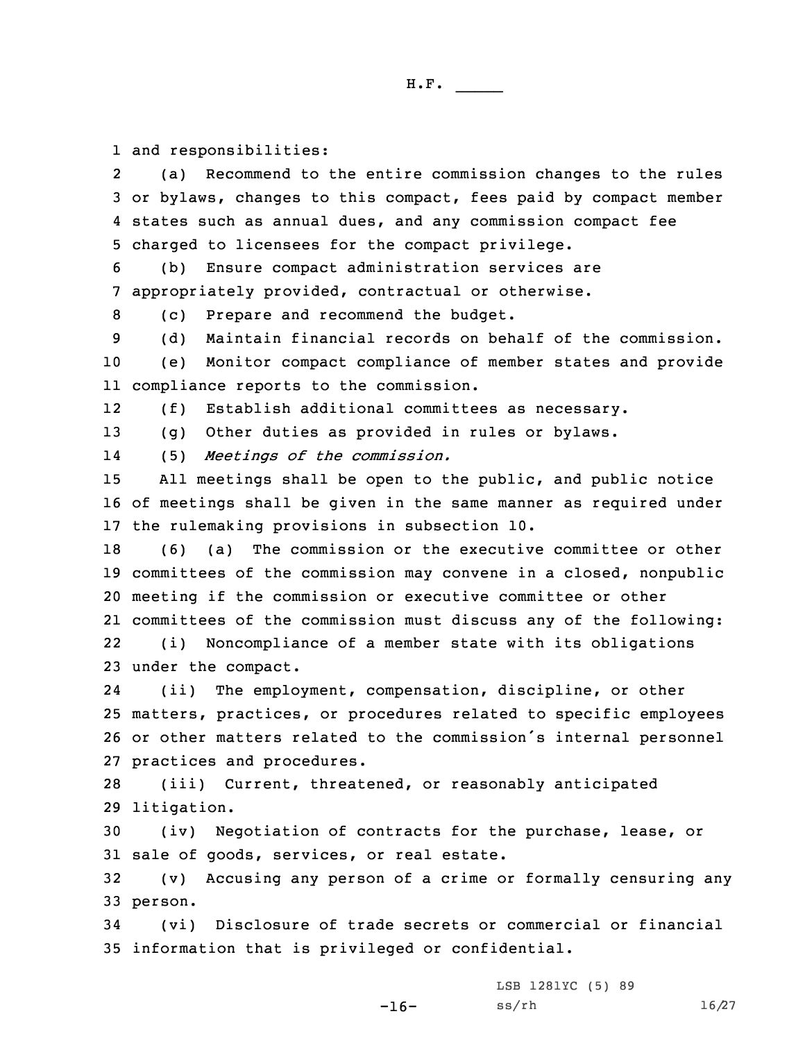and responsibilities:

(a) Recommend to the entire commission changes to the rules or bylaws, changes to this compact, fees paid by compact member states such as annual dues, and any commission compact fee charged to licensees for the compact privilege.

(b) Ensure compact administration services are appropriately provided, contractual or otherwise.

(c) Prepare and recommend the budget.

(d) Maintain financial records on behalf of the commission.

(e) Monitor compact compliance of member states and provide compliance reports to the commission.

(f) Establish additional committees as necessary.

(g) Other duties as provided in rules or bylaws.

(5) *Meetings of the commission.*

All meetings shall be open to the public, and public notice of meetings shall be given in the same manner as required under the rulemaking provisions in subsection 10.

(6) (a) The commission or the executive committee or other committees of the commission may convene in a closed, nonpublic meeting if the commission or executive committee or other committees of the commission must discuss any of the following:

(i) Noncompliance of a member state with its obligations under the compact.

(ii) The employment, compensation, discipline, or other matters, practices, or procedures related to specific employees or other matters related to the commission's internal personnel practices and procedures.

(iii) Current, threatened, or reasonably anticipated litigation.

(iv) Negotiation of contracts for the purchase, lease, or sale of goods, services, or real estate.

(v) Accusing any person of a crime or formally censuring any person.

(vi) Disclosure of trade secrets or commercial or financial information that is privileged or confidential.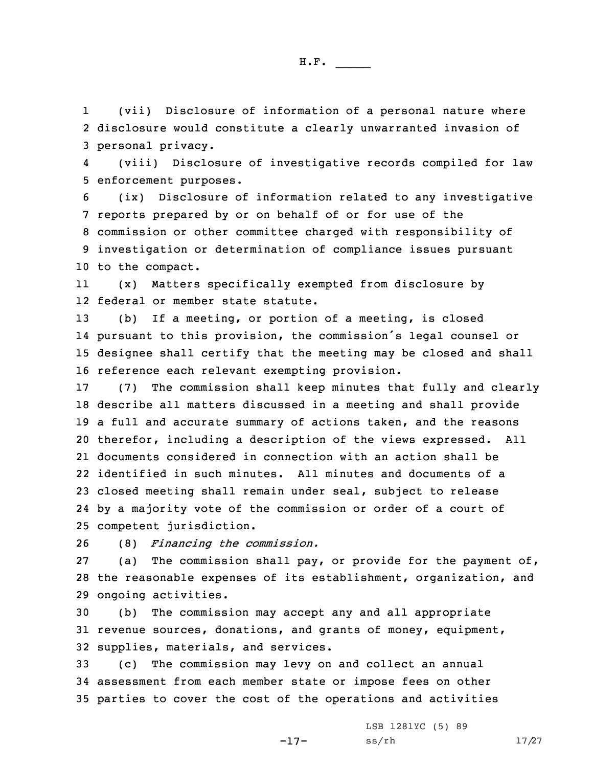(vii) Disclosure of information of a personal nature where disclosure would constitute a clearly unwarranted invasion of personal privacy.

(viii) Disclosure of investigative records compiled for law enforcement purposes.

(ix) Disclosure of information related to any investigative reports prepared by or on behalf of or for use of the commission or other committee charged with responsibility of investigation or determination of compliance issues pursuant to the compact.

(x) Matters specifically exempted from disclosure by federal or member state statute.

(b) If a meeting, or portion of a meeting, is closed pursuant to this provision, the commission's legal counsel or designee shall certify that the meeting may be closed and shall reference each relevant exempting provision.

(7) The commission shall keep minutes that fully and clearly describe all matters discussed in a meeting and shall provide a full and accurate summary of actions taken, and the reasons therefor, including a description of the views expressed. All documents considered in connection with an action shall be identified in such minutes. All minutes and documents of a closed meeting shall remain under seal, subject to release by a majority vote of the commission or order of a court of competent jurisdiction.

(8) *Financing the commission.*

(a) The commission shall pay, or provide for the payment of, the reasonable expenses of its establishment, organization, and ongoing activities.

(b) The commission may accept any and all appropriate revenue sources, donations, and grants of money, equipment, supplies, materials, and services.

(c) The commission may levy on and collect an annual assessment from each member state or impose fees on other parties to cover the cost of the operations and activities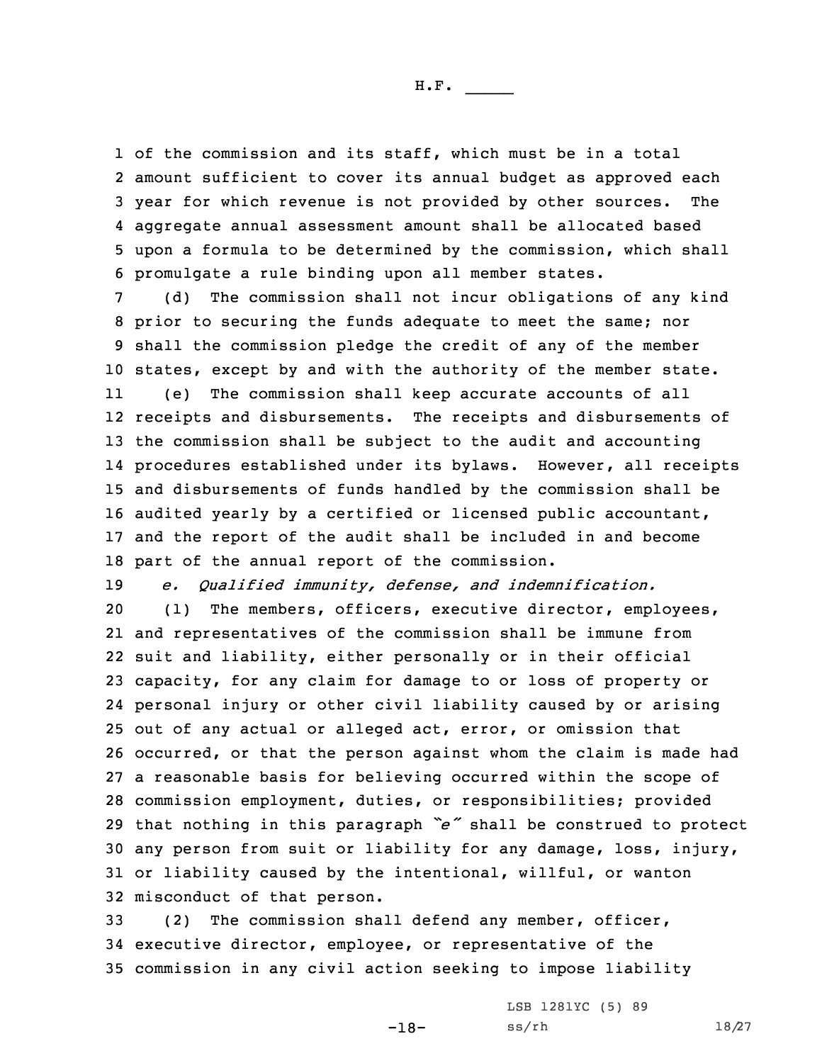of the commission and its staff, which must be in a total amount sufficient to cover its annual budget as approved each year for which revenue is not provided by other sources. The aggregate annual assessment amount shall be allocated based upon a formula to be determined by the commission, which shall promulgate a rule binding upon all member states.

(d) The commission shall not incur obligations of any kind prior to securing the funds adequate to meet the same; nor shall the commission pledge the credit of any of the member states, except by and with the authority of the member state.

(e) The commission shall keep accurate accounts of all receipts and disbursements. The receipts and disbursements of the commission shall be subject to the audit and accounting procedures established under its bylaws. However, all receipts and disbursements of funds handled by the commission shall be audited yearly by a certified or licensed public accountant, and the report of the audit shall be included in and become part of the annual report of the commission.

*e. Qualified immunity, defense, and indemnification.*

(1) The members, officers, executive director, employees, and representatives of the commission shall be immune from suit and liability, either personally or in their official capacity, for any claim for damage to or loss of property or personal injury or other civil liability caused by or arising out of any actual or alleged act, error, or omission that occurred, or that the person against whom the claim is made had a reasonable basis for believing occurred within the scope of commission employment, duties, or responsibilities; provided that nothing in this paragraph *"e"* shall be construed to protect any person from suit or liability for any damage, loss, injury, or liability caused by the intentional, willful, or wanton misconduct of that person.

(2) The commission shall defend any member, officer, executive director, employee, or representative of the commission in any civil action seeking to impose liability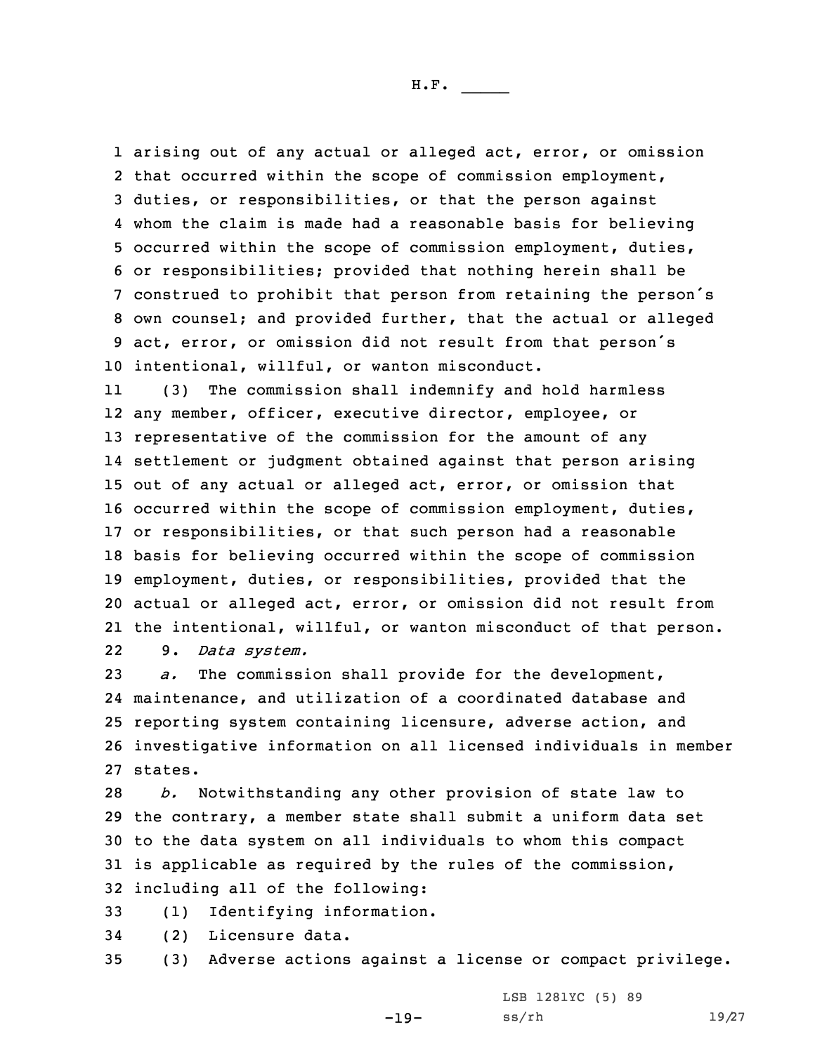arising out of any actual or alleged act, error, or omission that occurred within the scope of commission employment, duties, or responsibilities, or that the person against whom the claim is made had a reasonable basis for believing occurred within the scope of commission employment, duties, or responsibilities; provided that nothing herein shall be construed to prohibit that person from retaining the person's own counsel; and provided further, that the actual or alleged act, error, or omission did not result from that person's intentional, willful, or wanton misconduct.

(3) The commission shall indemnify and hold harmless any member, officer, executive director, employee, or representative of the commission for the amount of any settlement or judgment obtained against that person arising out of any actual or alleged act, error, or omission that occurred within the scope of commission employment, duties, or responsibilities, or that such person had a reasonable basis for believing occurred within the scope of commission employment, duties, or responsibilities, provided that the actual or alleged act, error, or omission did not result from the intentional, willful, or wanton misconduct of that person.

9. *Data system.*

*a.* The commission shall provide for the development, maintenance, and utilization of a coordinated database and reporting system containing licensure, adverse action, and investigative information on all licensed individuals in member states.

*b.* Notwithstanding any other provision of state law to the contrary, a member state shall submit a uniform data set to the data system on all individuals to whom this compact is applicable as required by the rules of the commission, including all of the following:

(1) Identifying information.

(2) Licensure data.

(3) Adverse actions against a license or compact privilege.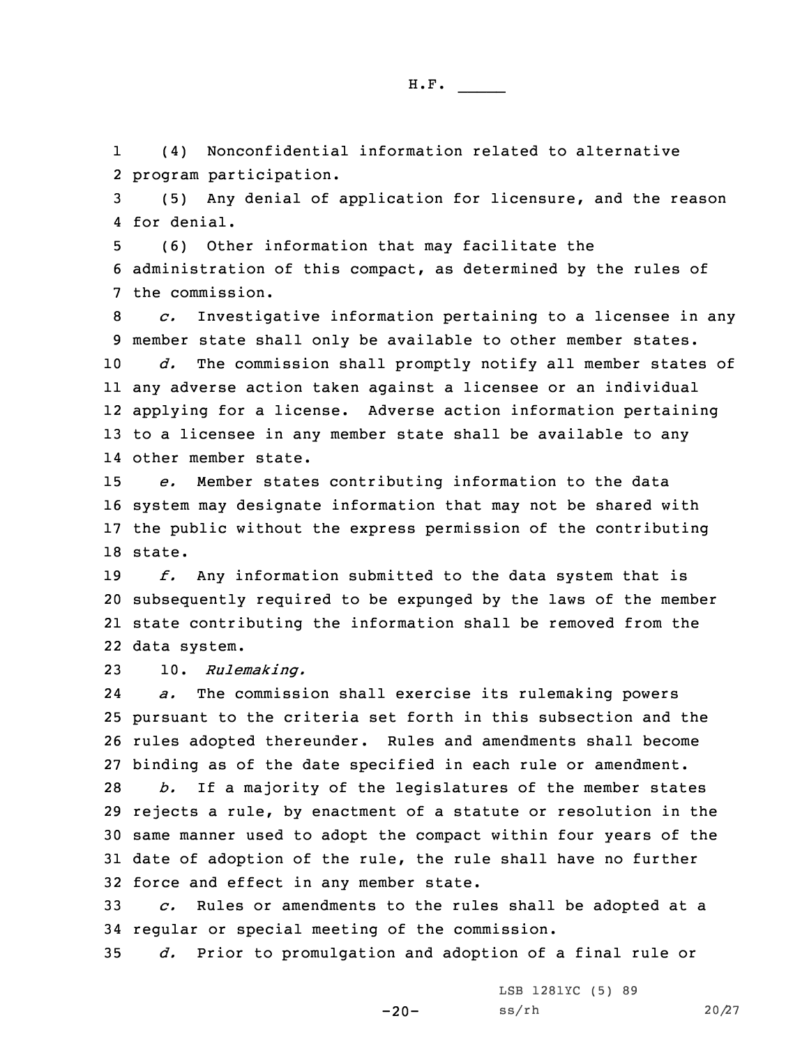(4) Nonconfidential information related to alternative program participation.

(5) Any denial of application for licensure, and the reason for denial.

(6) Other information that may facilitate the administration of this compact, as determined by the rules of the commission.

*c.* Investigative information pertaining to a licensee in any member state shall only be available to other member states.

*d.* The commission shall promptly notify all member states of any adverse action taken against a licensee or an individual applying for a license. Adverse action information pertaining to a licensee in any member state shall be available to any other member state.

*e.* Member states contributing information to the data system may designate information that may not be shared with the public without the express permission of the contributing state.

*f.* Any information submitted to the data system that is subsequently required to be expunged by the laws of the member state contributing the information shall be removed from the data system.

10. *Rulemaking.*

*a.* The commission shall exercise its rulemaking powers pursuant to the criteria set forth in this subsection and the rules adopted thereunder. Rules and amendments shall become binding as of the date specified in each rule or amendment.

*b.* If a majority of the legislatures of the member states rejects a rule, by enactment of a statute or resolution in the same manner used to adopt the compact within four years of the date of adoption of the rule, the rule shall have no further force and effect in any member state.

*c.* Rules or amendments to the rules shall be adopted at a regular or special meeting of the commission.

*d.* Prior to promulgation and adoption of a final rule or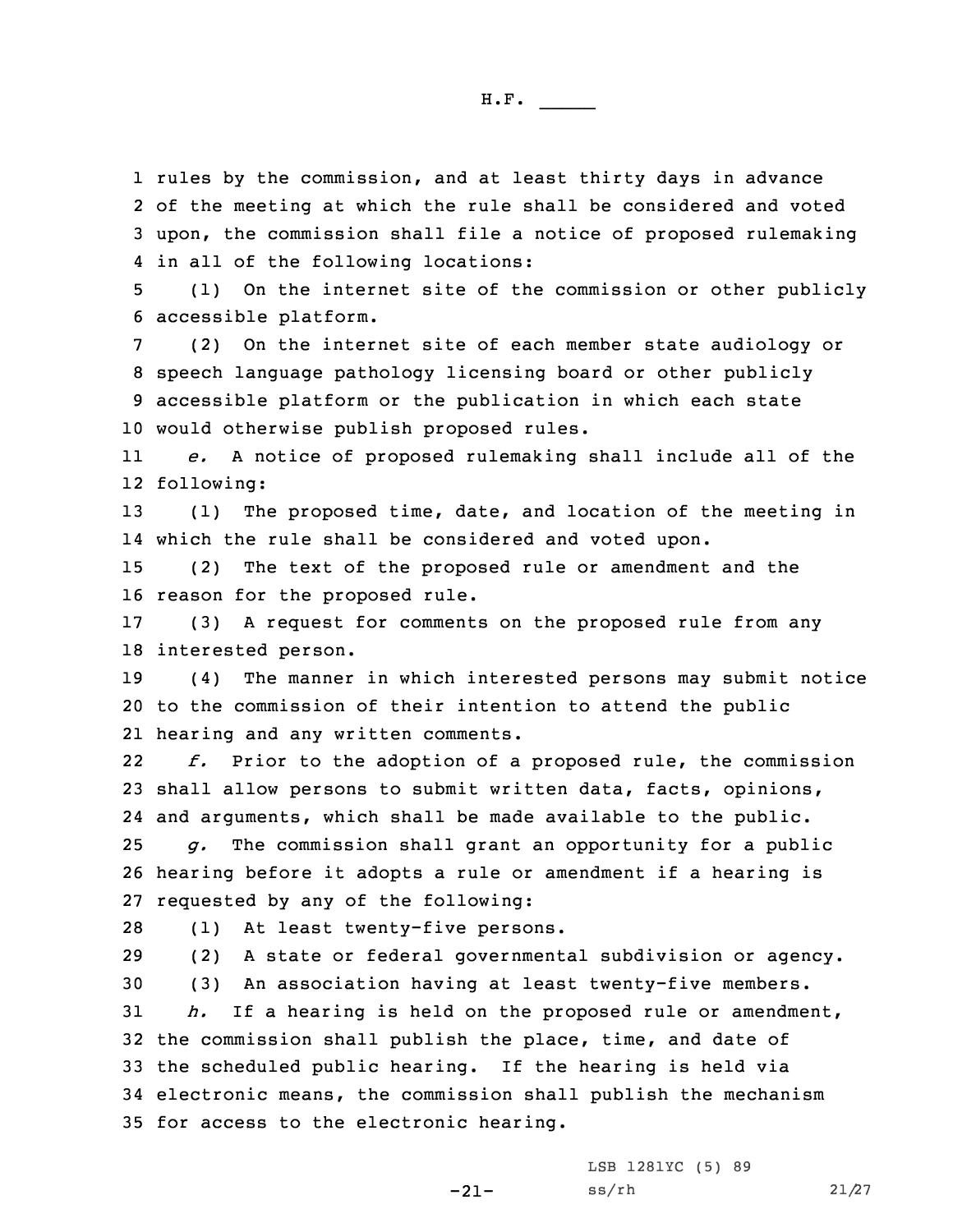rules by the commission, and at least thirty days in advance of the meeting at which the rule shall be considered and voted upon, the commission shall file a notice of proposed rulemaking in all of the following locations:

(1) On the internet site of the commission or other publicly accessible platform.

(2) On the internet site of each member state audiology or speech language pathology licensing board or other publicly accessible platform or the publication in which each state would otherwise publish proposed rules.

*e.* A notice of proposed rulemaking shall include all of the following:

(1) The proposed time, date, and location of the meeting in which the rule shall be considered and voted upon.

(2) The text of the proposed rule or amendment and the reason for the proposed rule.

(3) A request for comments on the proposed rule from any interested person.

(4) The manner in which interested persons may submit notice to the commission of their intention to attend the public hearing and any written comments.

*f.* Prior to the adoption of a proposed rule, the commission shall allow persons to submit written data, facts, opinions, and arguments, which shall be made available to the public.

*g.* The commission shall grant an opportunity for a public hearing before it adopts a rule or amendment if a hearing is requested by any of the following:

(1) At least twenty-five persons.

(2) A state or federal governmental subdivision or agency.

(3) An association having at least twenty-five members.

*h.* If a hearing is held on the proposed rule or amendment, the commission shall publish the place, time, and date of the scheduled public hearing. If the hearing is held via electronic means, the commission shall publish the mechanism for access to the electronic hearing.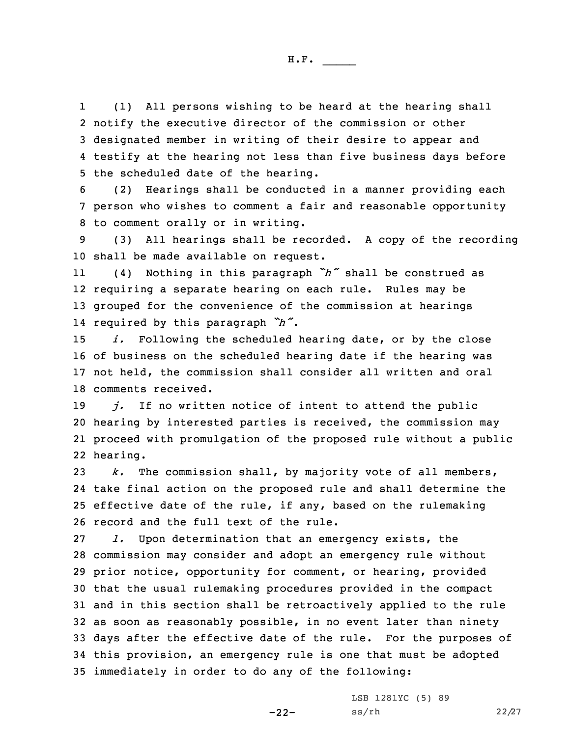(1) All persons wishing to be heard at the hearing shall notify the executive director of the commission or other designated member in writing of their desire to appear and testify at the hearing not less than five business days before the scheduled date of the hearing.

(2) Hearings shall be conducted in a manner providing each person who wishes to comment a fair and reasonable opportunity to comment orally or in writing.

(3) All hearings shall be recorded. A copy of the recording shall be made available on request.

(4) Nothing in this paragraph *"h"* shall be construed as requiring a separate hearing on each rule. Rules may be grouped for the convenience of the commission at hearings required by this paragraph *"h"*.

*i.* Following the scheduled hearing date, or by the close of business on the scheduled hearing date if the hearing was not held, the commission shall consider all written and oral comments received.

*j.* If no written notice of intent to attend the public hearing by interested parties is received, the commission may proceed with promulgation of the proposed rule without a public hearing.

*k.* The commission shall, by majority vote of all members, take final action on the proposed rule and shall determine the effective date of the rule, if any, based on the rulemaking record and the full text of the rule.

*l.* Upon determination that an emergency exists, the commission may consider and adopt an emergency rule without prior notice, opportunity for comment, or hearing, provided that the usual rulemaking procedures provided in the compact and in this section shall be retroactively applied to the rule as soon as reasonably possible, in no event later than ninety days after the effective date of the rule. For the purposes of this provision, an emergency rule is one that must be adopted immediately in order to do any of the following: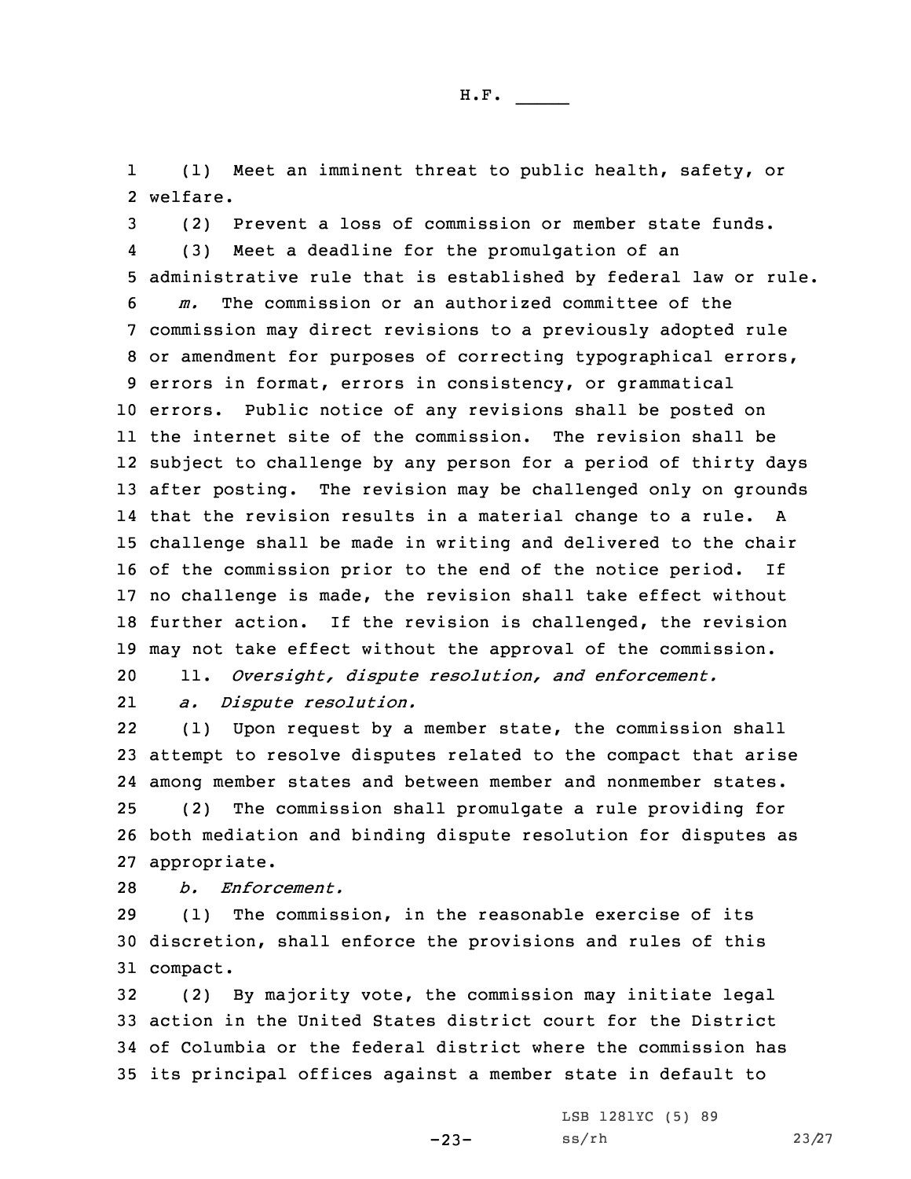(1) Meet an imminent threat to public health, safety, or welfare.

(2) Prevent a loss of commission or member state funds.

(3) Meet a deadline for the promulgation of an administrative rule that is established by federal law or rule.

*m.* The commission or an authorized committee of the commission may direct revisions to a previously adopted rule or amendment for purposes of correcting typographical errors, errors in format, errors in consistency, or grammatical errors. Public notice of any revisions shall be posted on the internet site of the commission. The revision shall be subject to challenge by any person for a period of thirty days after posting. The revision may be challenged only on grounds that the revision results in a material change to a rule. A challenge shall be made in writing and delivered to the chair of the commission prior to the end of the notice period. If no challenge is made, the revision shall take effect without further action. If the revision is challenged, the revision may not take effect without the approval of the commission.

11. *Oversight, dispute resolution, and enforcement.*

*a. Dispute resolution.*

(1) Upon request by a member state, the commission shall attempt to resolve disputes related to the compact that arise among member states and between member and nonmember states.

(2) The commission shall promulgate a rule providing for both mediation and binding dispute resolution for disputes as appropriate.

*b. Enforcement.*

(1) The commission, in the reasonable exercise of its discretion, shall enforce the provisions and rules of this compact.

(2) By majority vote, the commission may initiate legal action in the United States district court for the District of Columbia or the federal district where the commission has its principal offices against a member state in default to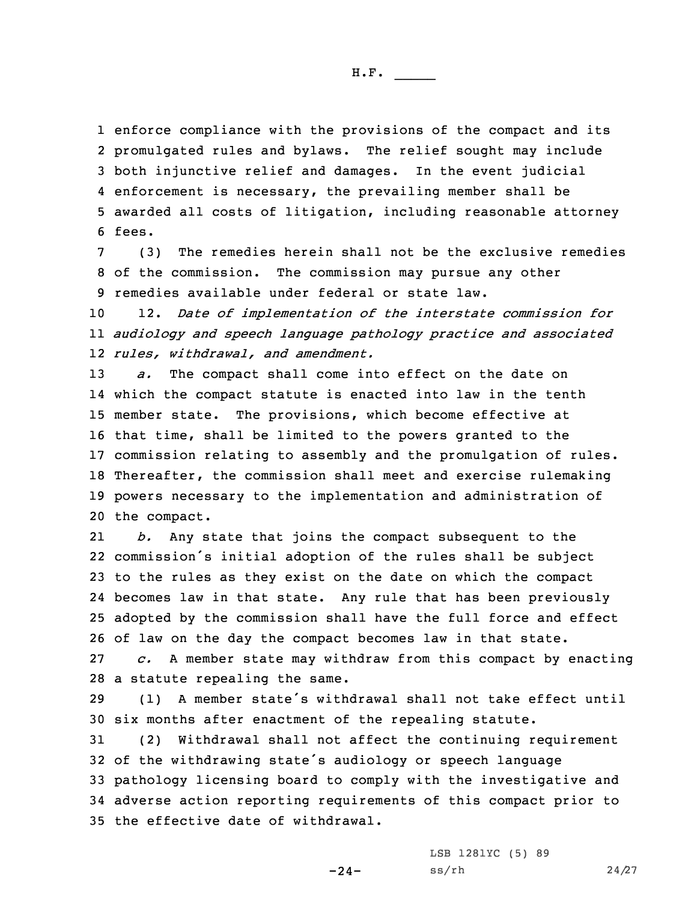enforce compliance with the provisions of the compact and its promulgated rules and bylaws. The relief sought may include both injunctive relief and damages. In the event judicial enforcement is necessary, the prevailing member shall be awarded all costs of litigation, including reasonable attorney fees.

(3) The remedies herein shall not be the exclusive remedies of the commission. The commission may pursue any other remedies available under federal or state law.

12. *Date of implementation of the interstate commission for audiology and speech language pathology practice and associated rules, withdrawal, and amendment.*

*a.* The compact shall come into effect on the date on which the compact statute is enacted into law in the tenth member state. The provisions, which become effective at that time, shall be limited to the powers granted to the commission relating to assembly and the promulgation of rules. Thereafter, the commission shall meet and exercise rulemaking powers necessary to the implementation and administration of the compact.

*b.* Any state that joins the compact subsequent to the commission's initial adoption of the rules shall be subject to the rules as they exist on the date on which the compact becomes law in that state. Any rule that has been previously adopted by the commission shall have the full force and effect of law on the day the compact becomes law in that state.

*c.* A member state may withdraw from this compact by enacting a statute repealing the same.

(1) A member state's withdrawal shall not take effect until six months after enactment of the repealing statute.

(2) Withdrawal shall not affect the continuing requirement of the withdrawing state's audiology or speech language pathology licensing board to comply with the investigative and adverse action reporting requirements of this compact prior to the effective date of withdrawal.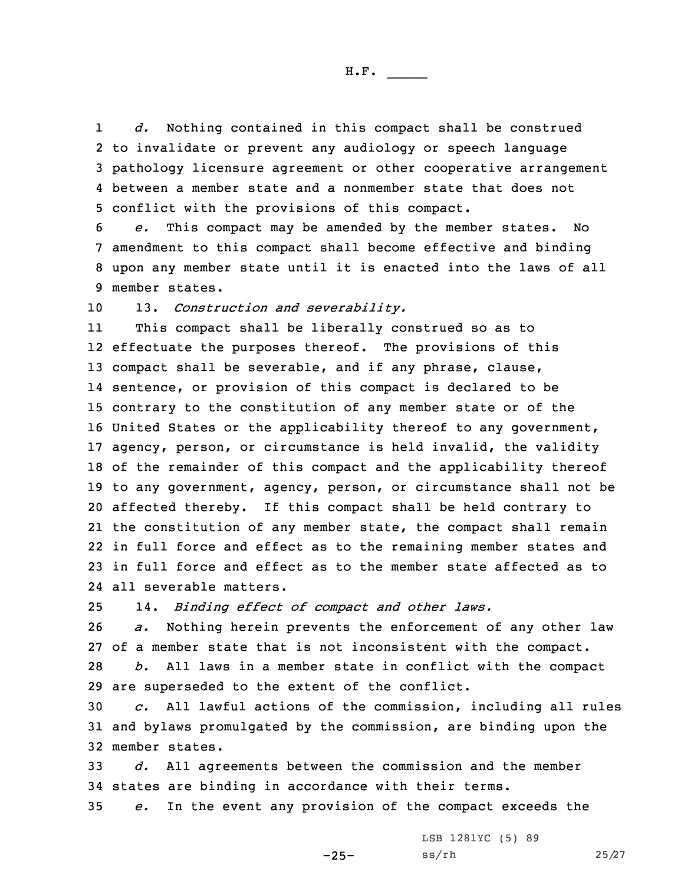*d.* Nothing contained in this compact shall be construed to invalidate or prevent any audiology or speech language pathology licensure agreement or other cooperative arrangement between a member state and a nonmember state that does not conflict with the provisions of this compact.

*e.* This compact may be amended by the member states. No amendment to this compact shall become effective and binding upon any member state until it is enacted into the laws of all member states.

13. *Construction and severability.*

This compact shall be liberally construed so as to effectuate the purposes thereof. The provisions of this compact shall be severable, and if any phrase, clause, sentence, or provision of this compact is declared to be contrary to the constitution of any member state or of the United States or the applicability thereof to any government, agency, person, or circumstance is held invalid, the validity of the remainder of this compact and the applicability thereof to any government, agency, person, or circumstance shall not be affected thereby. If this compact shall be held contrary to the constitution of any member state, the compact shall remain in full force and effect as to the remaining member states and in full force and effect as to the member state affected as to all severable matters.

14. *Binding effect of compact and other laws.*

*a.* Nothing herein prevents the enforcement of any other law of a member state that is not inconsistent with the compact.

*b.* All laws in a member state in conflict with the compact are superseded to the extent of the conflict.

*c.* All lawful actions of the commission, including all rules and bylaws promulgated by the commission, are binding upon the member states.

*d.* All agreements between the commission and the member states are binding in accordance with their terms.

*e.* In the event any provision of the compact exceeds the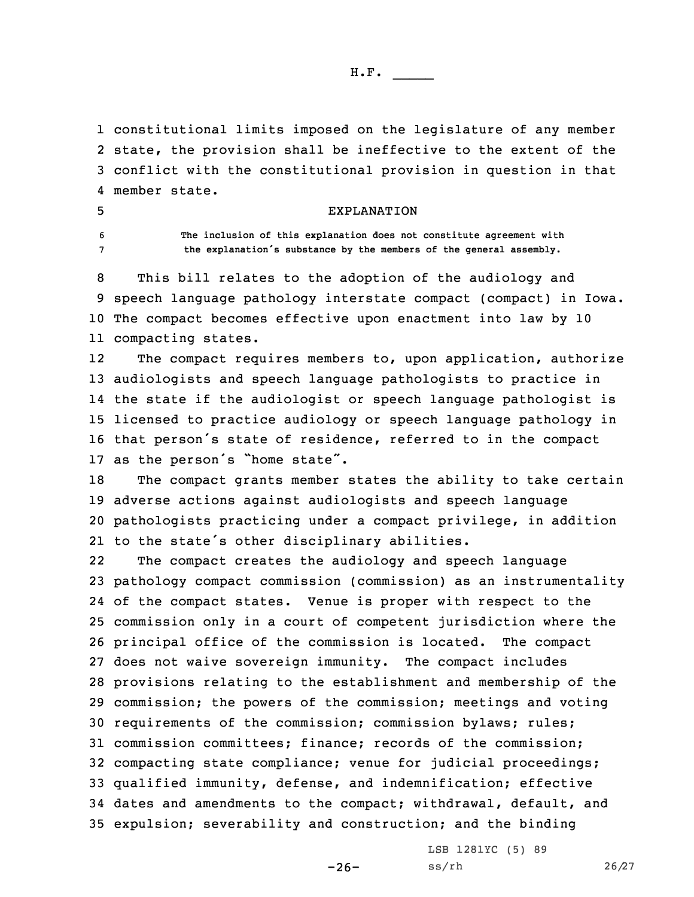constitutional limits imposed on the legislature of any member state, the provision shall be ineffective to the extent of the conflict with the constitutional provision in question in that member state.

## EXPLANATION

The inclusion of this explanation does not constitute agreement with the explanation's substance by the members of the general assembly.

This bill relates to the adoption of the audiology and speech language pathology interstate compact (compact) in Iowa. The compact becomes effective upon enactment into law by 10 compacting states.

The compact requires members to, upon application, authorize audiologists and speech language pathologists to practice in the state if the audiologist or speech language pathologist is licensed to practice audiology or speech language pathology in that person's state of residence, referred to in the compact as the person's "home state".

The compact grants member states the ability to take certain adverse actions against audiologists and speech language pathologists practicing under a compact privilege, in addition to the state's other disciplinary abilities.

The compact creates the audiology and speech language pathology compact commission (commission) as an instrumentality of the compact states. Venue is proper with respect to the commission only in a court of competent jurisdiction where the principal office of the commission is located. The compact does not waive sovereign immunity. The compact includes provisions relating to the establishment and membership of the commission; the powers of the commission; meetings and voting requirements of the commission; commission bylaws; rules; commission committees; finance; records of the commission; compacting state compliance; venue for judicial proceedings; qualified immunity, defense, and indemnification; effective dates and amendments to the compact; withdrawal, default, and expulsion; severability and construction; and the binding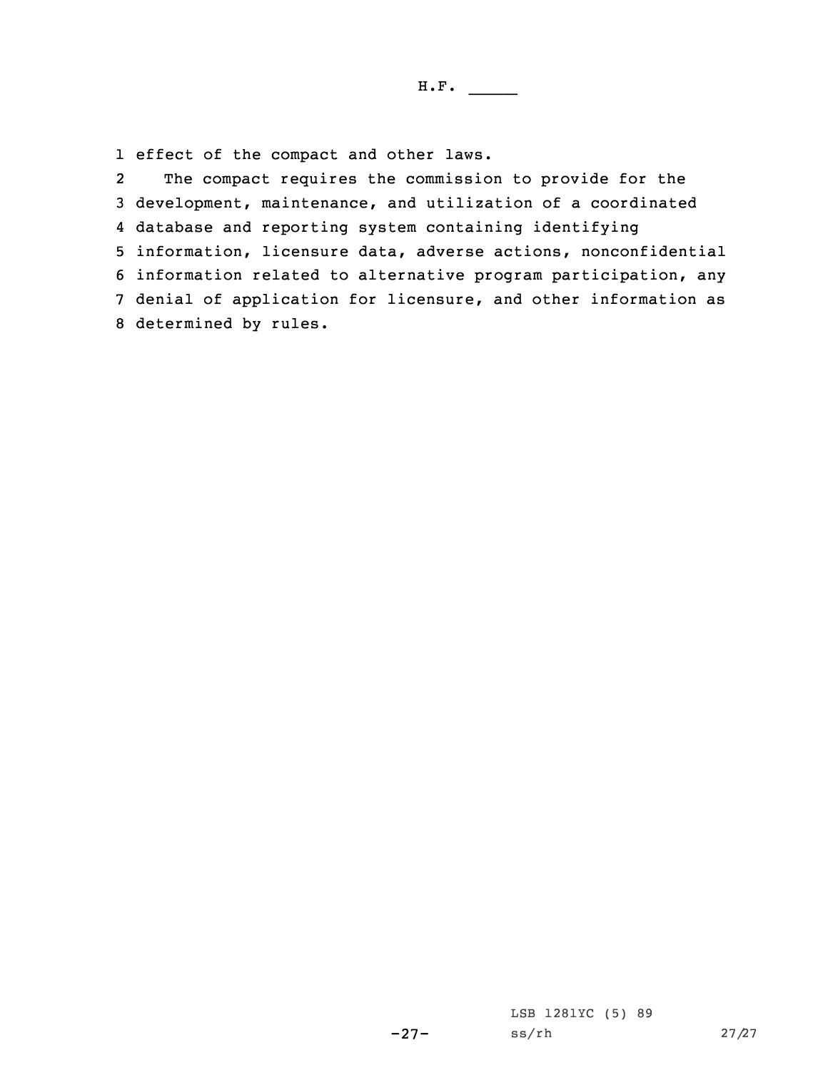effect of the compact and other laws.

The compact requires the commission to provide for the development, maintenance, and utilization of a coordinated database and reporting system containing identifying information, licensure data, adverse actions, nonconfidential information related to alternative program participation, any denial of application for licensure, and other information as determined by rules.